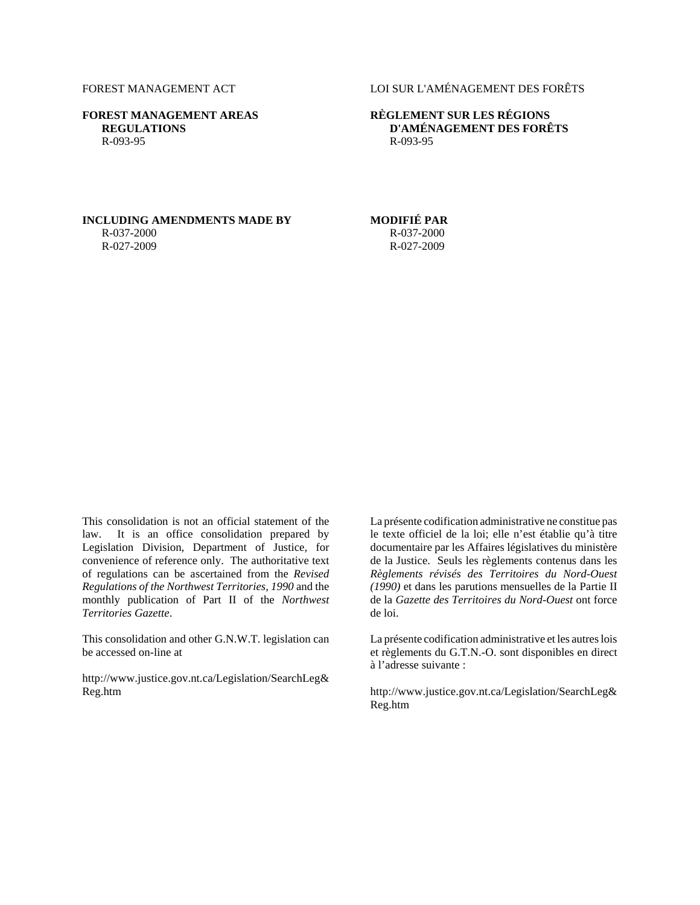FOREST MANAGEMENT ACT

**FOREST MANAGEMENT AREAS REGULATIONS**
R-093-95

**INCLUDING AMENDMENTS MADE BY**
R-037-2000
R-027-2009

This consolidation is not an official statement of the law. It is an office consolidation prepared by Legislation Division, Department of Justice, for convenience of reference only. The authoritative text of regulations can be ascertained from the *Revised Regulations of the Northwest Territories, 1990* and the monthly publication of Part II of the *Northwest Territories Gazette*.

This consolidation and other G.N.W.T. legislation can be accessed on-line at

http://www.justice.gov.nt.ca/Legislation/SearchLeg&Reg.htm

LOI SUR L'AMÉNAGEMENT DES FORÊTS

**RÈGLEMENT SUR LES RÉGIONS D'AMÉNAGEMENT DES FORÊTS**
R-093-95

**MODIFIÉ PAR**
R-037-2000
R-027-2009

La présente codification administrative ne constitue pas le texte officiel de la loi; elle n'est établie qu'à titre documentaire par les Affaires législatives du ministère de la Justice. Seuls les règlements contenus dans les *Règlements révisés des Territoires du Nord-Ouest (1990)* et dans les parutions mensuelles de la Partie II de la *Gazette des Territoires du Nord-Ouest* ont force de loi.

La présente codification administrative et les autres lois et règlements du G.T.N.-O. sont disponibles en direct à l'adresse suivante :

http://www.justice.gov.nt.ca/Legislation/SearchLeg&Reg.htm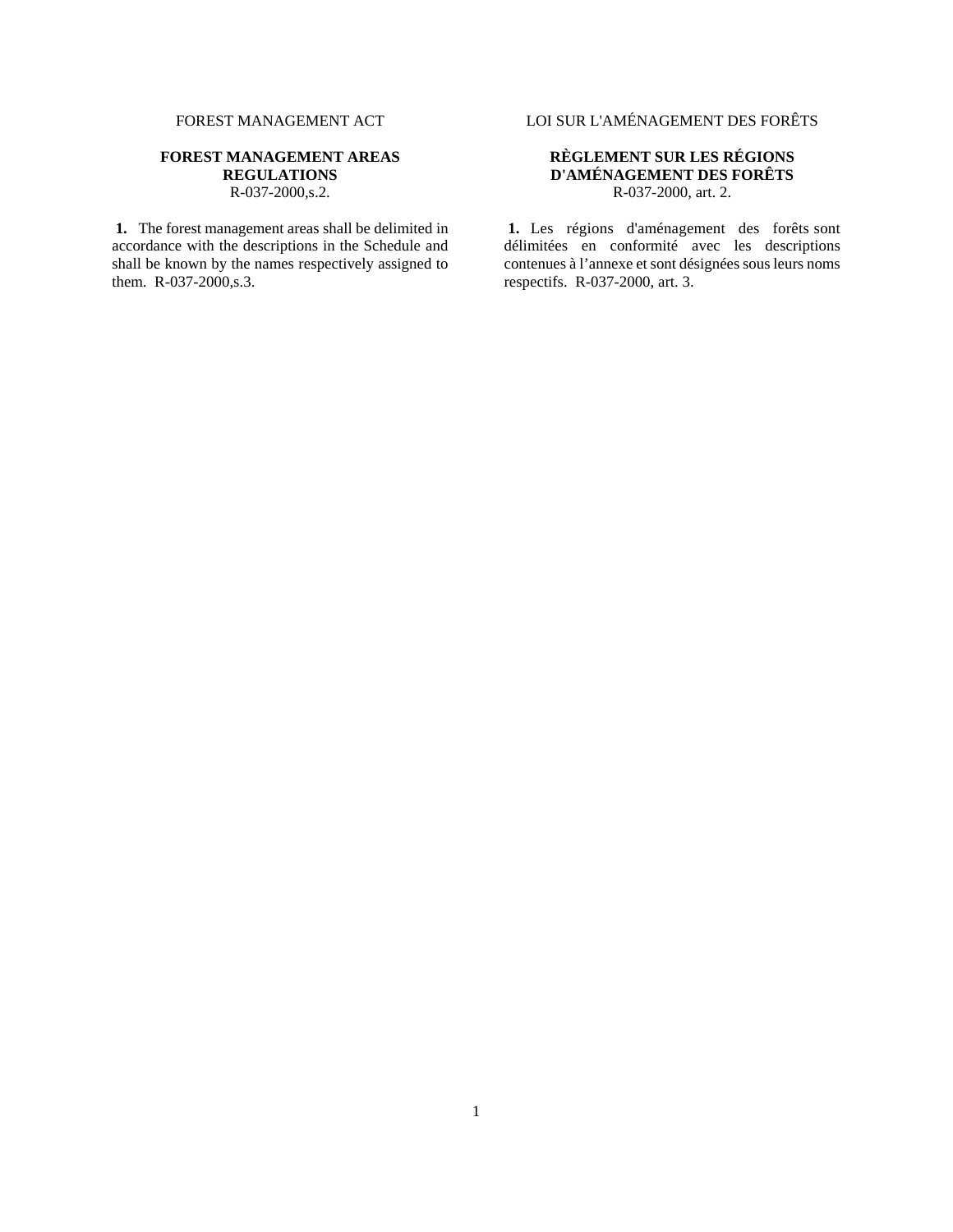FOREST MANAGEMENT ACT

## FOREST MANAGEMENT AREAS REGULATIONS

R-037-2000,s.2.

**1.** The forest management areas shall be delimited in accordance with the descriptions in the Schedule and shall be known by the names respectively assigned to them. R-037-2000,s.3.

LOI SUR L'AMÉNAGEMENT DES FORÊTS

## RÈGLEMENT SUR LES RÉGIONS D'AMÉNAGEMENT DES FORÊTS

R-037-2000, art. 2.

**1.** Les régions d'aménagement des forêts sont délimitées en conformité avec les descriptions contenues à l'annexe et sont désignées sous leurs noms respectifs. R-037-2000, art. 3.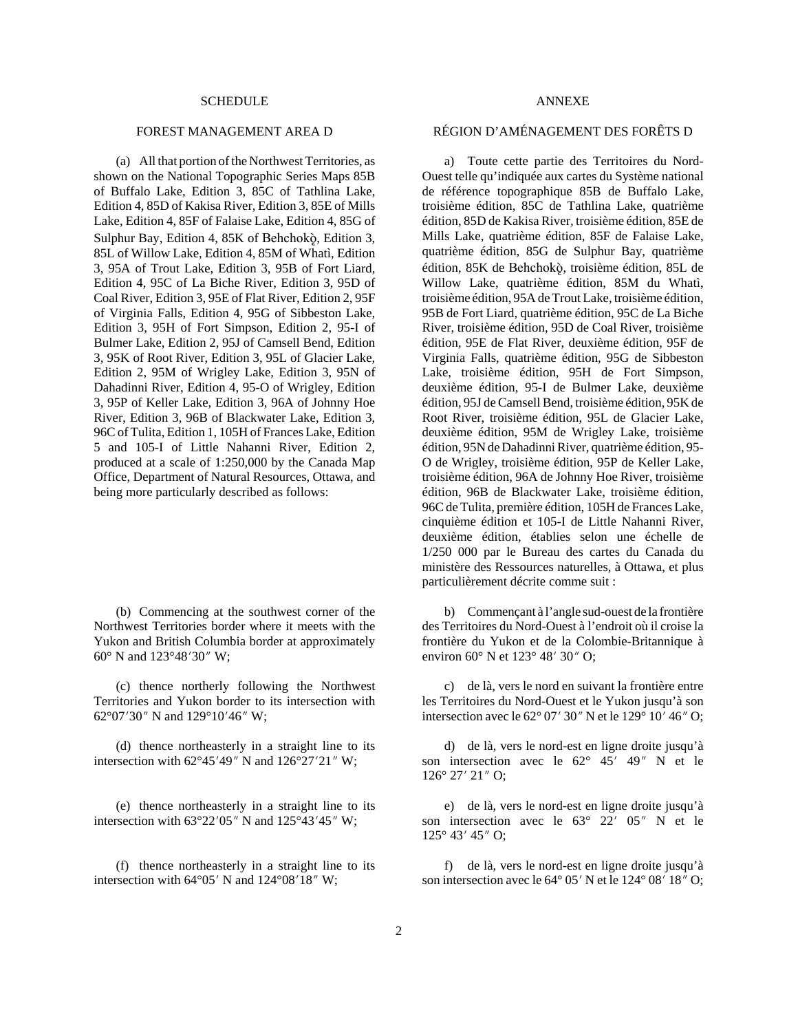## SCHEDULE

### FOREST MANAGEMENT AREA D

(a) All that portion of the Northwest Territories, as shown on the National Topographic Series Maps 85B of Buffalo Lake, Edition 3, 85C of Tathlina Lake, Edition 4, 85D of Kakisa River, Edition 3, 85E of Mills Lake, Edition 4, 85F of Falaise Lake, Edition 4, 85G of Sulphur Bay, Edition 4, 85K of Behchokǫ̀, Edition 3, 85L of Willow Lake, Edition 4, 85M of Whatì, Edition 3, 95A of Trout Lake, Edition 3, 95B of Fort Liard, Edition 4, 95C of La Biche River, Edition 3, 95D of Coal River, Edition 3, 95E of Flat River, Edition 2, 95F of Virginia Falls, Edition 4, 95G of Sibbeston Lake, Edition 3, 95H of Fort Simpson, Edition 2, 95-I of Bulmer Lake, Edition 2, 95J of Camsell Bend, Edition 3, 95K of Root River, Edition 3, 95L of Glacier Lake, Edition 2, 95M of Wrigley Lake, Edition 3, 95N of Dahadinni River, Edition 4, 95-O of Wrigley, Edition 3, 95P of Keller Lake, Edition 3, 96A of Johnny Hoe River, Edition 3, 96B of Blackwater Lake, Edition 3, 96C of Tulita, Edition 1, 105H of Frances Lake, Edition 5 and 105-I of Little Nahanni River, Edition 2, produced at a scale of 1:250,000 by the Canada Map Office, Department of Natural Resources, Ottawa, and being more particularly described as follows:

(b) Commencing at the southwest corner of the Northwest Territories border where it meets with the Yukon and British Columbia border at approximately 60° N and 123°48′30″ W;

(c) thence northerly following the Northwest Territories and Yukon border to its intersection with 62°07′30″ N and 129°10′46″ W;

(d) thence northeasterly in a straight line to its intersection with 62°45′49″ N and 126°27′21″ W;

(e) thence northeasterly in a straight line to its intersection with 63°22′05″ N and 125°43′45″ W;

(f) thence northeasterly in a straight line to its intersection with 64°05′ N and 124°08′18″ W;

## ANNEXE

### RÉGION D'AMÉNAGEMENT DES FORÊTS D

a) Toute cette partie des Territoires du Nord-Ouest telle qu'indiquée aux cartes du Système national de référence topographique 85B de Buffalo Lake, troisième édition, 85C de Tathlina Lake, quatrième édition, 85D de Kakisa River, troisième édition, 85E de Mills Lake, quatrième édition, 85F de Falaise Lake, quatrième édition, 85G de Sulphur Bay, quatrième édition, 85K de Behchokǫ̀, troisième édition, 85L de Willow Lake, quatrième édition, 85M du Whatì, troisième édition, 95A de Trout Lake, troisième édition, 95B de Fort Liard, quatrième édition, 95C de La Biche River, troisième édition, 95D de Coal River, troisième édition, 95E de Flat River, deuxième édition, 95F de Virginia Falls, quatrième édition, 95G de Sibbeston Lake, troisième édition, 95H de Fort Simpson, deuxième édition, 95-I de Bulmer Lake, deuxième édition, 95J de Camsell Bend, troisième édition, 95K de Root River, troisième édition, 95L de Glacier Lake, deuxième édition, 95M de Wrigley Lake, troisième édition, 95N de Dahadinni River, quatrième édition, 95-O de Wrigley, troisième édition, 95P de Keller Lake, troisième édition, 96A de Johnny Hoe River, troisième édition, 96B de Blackwater Lake, troisième édition, 96C de Tulita, première édition, 105H de Frances Lake, cinquième édition et 105-I de Little Nahanni River, deuxième édition, établies selon une échelle de 1/250 000 par le Bureau des cartes du Canada du ministère des Ressources naturelles, à Ottawa, et plus particulièrement décrite comme suit :

b) Commençant à l'angle sud-ouest de la frontière des Territoires du Nord-Ouest à l'endroit où il croise la frontière du Yukon et de la Colombie-Britannique à environ 60° N et 123° 48′ 30″ O;

c) de là, vers le nord en suivant la frontière entre les Territoires du Nord-Ouest et le Yukon jusqu'à son intersection avec le 62° 07′ 30″ N et le 129° 10′ 46″ O;

d) de là, vers le nord-est en ligne droite jusqu'à son intersection avec le 62° 45′ 49″ N et le 126° 27′ 21″ O;

e) de là, vers le nord-est en ligne droite jusqu'à son intersection avec le 63° 22′ 05″ N et le 125° 43′ 45″ O;

f) de là, vers le nord-est en ligne droite jusqu'à son intersection avec le 64° 05′ N et le 124° 08′ 18″ O;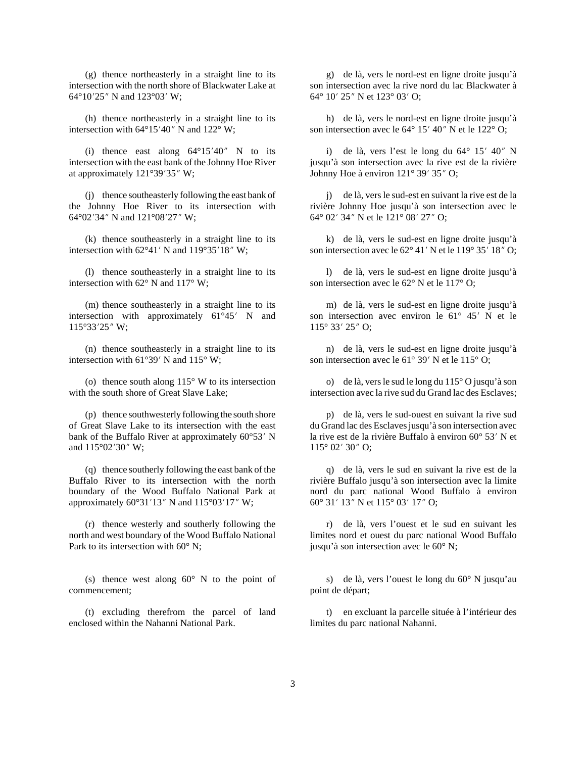(g) thence northeasterly in a straight line to its intersection with the north shore of Blackwater Lake at 64°10′25″ N and 123°03′ W;

(h) thence northeasterly in a straight line to its intersection with 64°15′40″ N and 122° W;

(i) thence east along 64°15′40″ N to its intersection with the east bank of the Johnny Hoe River at approximately 121°39′35″ W;

(j) thence southeasterly following the east bank of the Johnny Hoe River to its intersection with 64°02′34″ N and 121°08′27″ W;

(k) thence southeasterly in a straight line to its intersection with 62°41′ N and 119°35′18″ W;

(l) thence southeasterly in a straight line to its intersection with 62° N and 117° W;

(m) thence southeasterly in a straight line to its intersection with approximately 61°45′ N and 115°33′25″ W;

(n) thence southeasterly in a straight line to its intersection with 61°39′ N and 115° W;

(o) thence south along 115° W to its intersection with the south shore of Great Slave Lake;

(p) thence southwesterly following the south shore of Great Slave Lake to its intersection with the east bank of the Buffalo River at approximately 60°53′ N and 115°02′30″ W;

(q) thence southerly following the east bank of the Buffalo River to its intersection with the north boundary of the Wood Buffalo National Park at approximately 60°31′13″ N and 115°03′17″ W;

(r) thence westerly and southerly following the north and west boundary of the Wood Buffalo National Park to its intersection with 60° N;

(s) thence west along 60° N to the point of commencement;

(t) excluding therefrom the parcel of land enclosed within the Nahanni National Park.

g) de là, vers le nord-est en ligne droite jusqu'à son intersection avec la rive nord du lac Blackwater à 64° 10′ 25″ N et 123° 03′ O;

h) de là, vers le nord-est en ligne droite jusqu'à son intersection avec le 64° 15′ 40″ N et le 122° O;

i) de là, vers l'est le long du 64° 15′ 40″ N jusqu'à son intersection avec la rive est de la rivière Johnny Hoe à environ 121° 39′ 35″ O;

j) de là, vers le sud-est en suivant la rive est de la rivière Johnny Hoe jusqu'à son intersection avec le 64° 02′ 34″ N et le 121° 08′ 27″ O;

k) de là, vers le sud-est en ligne droite jusqu'à son intersection avec le 62° 41′ N et le 119° 35′ 18″ O;

l) de là, vers le sud-est en ligne droite jusqu'à son intersection avec le 62° N et le 117° O;

m) de là, vers le sud-est en ligne droite jusqu'à son intersection avec environ le 61° 45′ N et le 115° 33′ 25″ O;

n) de là, vers le sud-est en ligne droite jusqu'à son intersection avec le 61° 39′ N et le 115° O;

o) de là, vers le sud le long du 115° O jusqu'à son intersection avec la rive sud du Grand lac des Esclaves;

p) de là, vers le sud-ouest en suivant la rive sud du Grand lac des Esclaves jusqu'à son intersection avec la rive est de la rivière Buffalo à environ 60° 53′ N et 115° 02′ 30″ O;

q) de là, vers le sud en suivant la rive est de la rivière Buffalo jusqu'à son intersection avec la limite nord du parc national Wood Buffalo à environ 60° 31′ 13″ N et 115° 03′ 17″ O;

r) de là, vers l'ouest et le sud en suivant les limites nord et ouest du parc national Wood Buffalo jusqu'à son intersection avec le 60° N;

s) de là, vers l'ouest le long du 60° N jusqu'au point de départ;

t) en excluant la parcelle située à l'intérieur des limites du parc national Nahanni.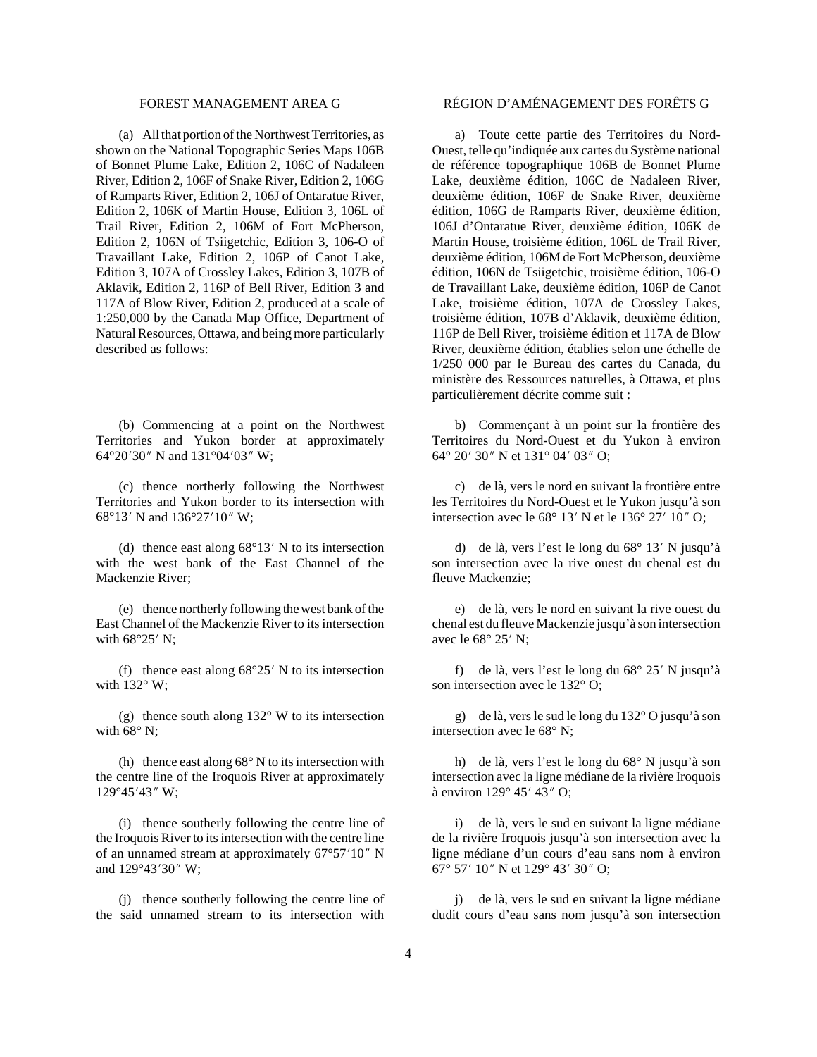FOREST MANAGEMENT AREA G

(a) All that portion of the Northwest Territories, as shown on the National Topographic Series Maps 106B of Bonnet Plume Lake, Edition 2, 106C of Nadaleen River, Edition 2, 106F of Snake River, Edition 2, 106G of Ramparts River, Edition 2, 106J of Ontaratue River, Edition 2, 106K of Martin House, Edition 3, 106L of Trail River, Edition 2, 106M of Fort McPherson, Edition 2, 106N of Tsiigetchic, Edition 3, 106-O of Travaillant Lake, Edition 2, 106P of Canot Lake, Edition 3, 107A of Crossley Lakes, Edition 3, 107B of Aklavik, Edition 2, 116P of Bell River, Edition 3 and 117A of Blow River, Edition 2, produced at a scale of 1:250,000 by the Canada Map Office, Department of Natural Resources, Ottawa, and being more particularly described as follows:

(b) Commencing at a point on the Northwest Territories and Yukon border at approximately 64°20′30″ N and 131°04′03″ W;

(c) thence northerly following the Northwest Territories and Yukon border to its intersection with 68°13′ N and 136°27′10″ W;

(d) thence east along 68°13′ N to its intersection with the west bank of the East Channel of the Mackenzie River;

(e) thence northerly following the west bank of the East Channel of the Mackenzie River to its intersection with 68°25′ N;

(f) thence east along 68°25′ N to its intersection with 132° W;

(g) thence south along 132° W to its intersection with 68° N;

(h) thence east along 68° N to its intersection with the centre line of the Iroquois River at approximately 129°45′43″ W;

(i) thence southerly following the centre line of the Iroquois River to its intersection with the centre line of an unnamed stream at approximately 67°57′10″ N and 129°43′30″ W;

(j) thence southerly following the centre line of the said unnamed stream to its intersection with

RÉGION D'AMÉNAGEMENT DES FORÊTS G

a) Toute cette partie des Territoires du Nord-Ouest, telle qu'indiquée aux cartes du Système national de référence topographique 106B de Bonnet Plume Lake, deuxième édition, 106C de Nadaleen River, deuxième édition, 106F de Snake River, deuxième édition, 106G de Ramparts River, deuxième édition, 106J d'Ontaratue River, deuxième édition, 106K de Martin House, troisième édition, 106L de Trail River, deuxième édition, 106M de Fort McPherson, deuxième édition, 106N de Tsiigetchic, troisième édition, 106-O de Travaillant Lake, deuxième édition, 106P de Canot Lake, troisième édition, 107A de Crossley Lakes, troisième édition, 107B d'Aklavik, deuxième édition, 116P de Bell River, troisième édition et 117A de Blow River, deuxième édition, établies selon une échelle de 1/250 000 par le Bureau des cartes du Canada, du ministère des Ressources naturelles, à Ottawa, et plus particulièrement décrite comme suit :

b) Commençant à un point sur la frontière des Territoires du Nord-Ouest et du Yukon à environ 64° 20′ 30″ N et 131° 04′ 03″ O;

c) de là, vers le nord en suivant la frontière entre les Territoires du Nord-Ouest et le Yukon jusqu'à son intersection avec le 68° 13′ N et le 136° 27′ 10″ O;

d) de là, vers l'est le long du 68° 13′ N jusqu'à son intersection avec la rive ouest du chenal est du fleuve Mackenzie;

e) de là, vers le nord en suivant la rive ouest du chenal est du fleuve Mackenzie jusqu'à son intersection avec le 68° 25′ N;

f) de là, vers l'est le long du 68° 25′ N jusqu'à son intersection avec le 132° O;

g) de là, vers le sud le long du 132° O jusqu'à son intersection avec le 68° N;

h) de là, vers l'est le long du 68° N jusqu'à son intersection avec la ligne médiane de la rivière Iroquois à environ 129° 45′ 43″ O;

i) de là, vers le sud en suivant la ligne médiane de la rivière Iroquois jusqu'à son intersection avec la ligne médiane d'un cours d'eau sans nom à environ 67° 57′ 10″ N et 129° 43′ 30″ O;

j) de là, vers le sud en suivant la ligne médiane dudit cours d'eau sans nom jusqu'à son intersection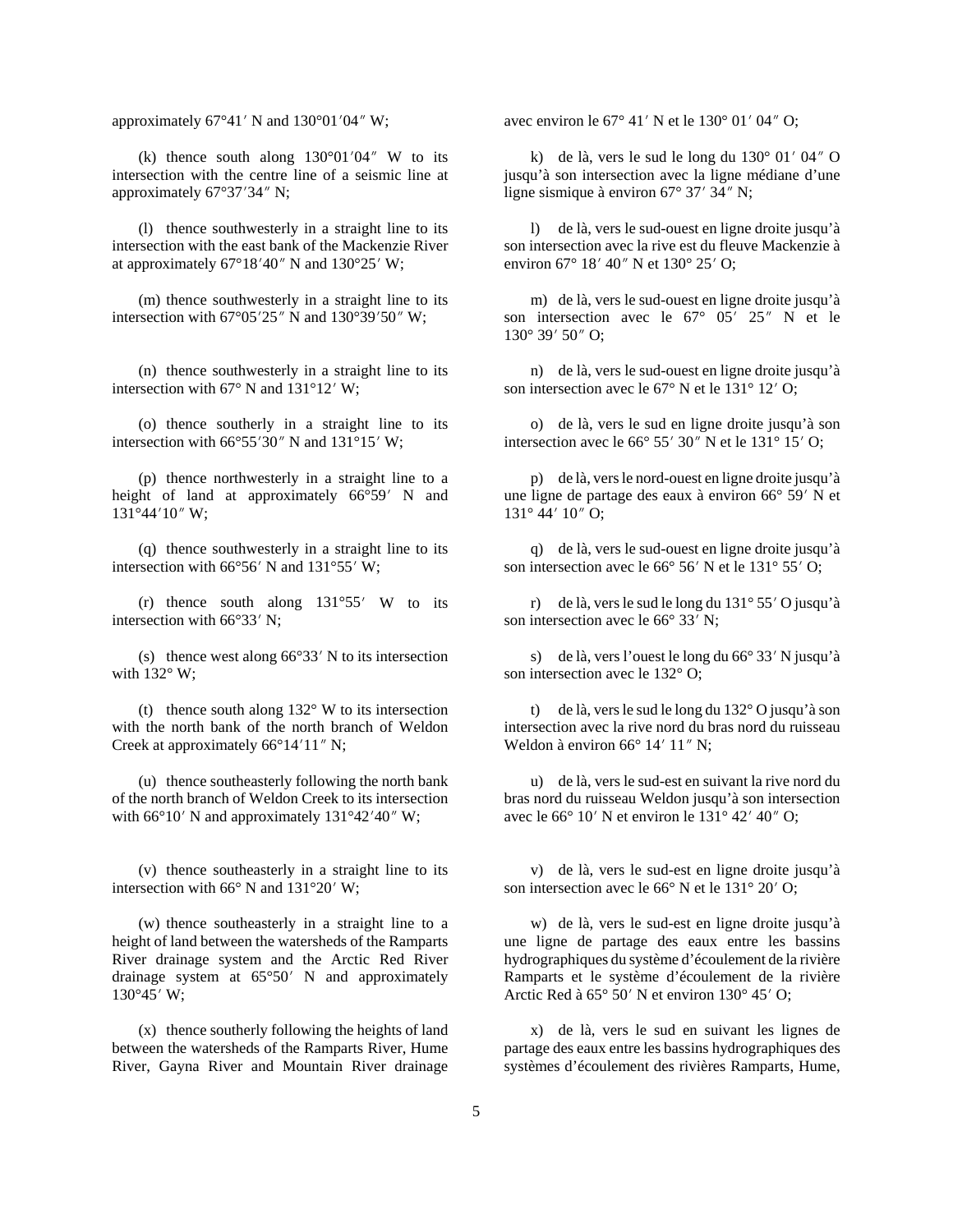approximately 67°41′ N and 130°01′04″ W;

(k) thence south along 130°01′04″ W to its intersection with the centre line of a seismic line at approximately 67°37′34″ N;

(l) thence southwesterly in a straight line to its intersection with the east bank of the Mackenzie River at approximately 67°18′40″ N and 130°25′ W;

(m) thence southwesterly in a straight line to its intersection with 67°05′25″ N and 130°39′50″ W;

(n) thence southwesterly in a straight line to its intersection with 67° N and 131°12′ W;

(o) thence southerly in a straight line to its intersection with 66°55′30″ N and 131°15′ W;

(p) thence northwesterly in a straight line to a height of land at approximately 66°59′ N and 131°44′10″ W;

(q) thence southwesterly in a straight line to its intersection with 66°56′ N and 131°55′ W;

(r) thence south along 131°55′ W to its intersection with 66°33′ N;

(s) thence west along 66°33′ N to its intersection with 132° W;

(t) thence south along 132° W to its intersection with the north bank of the north branch of Weldon Creek at approximately 66°14′11″ N;

(u) thence southeasterly following the north bank of the north branch of Weldon Creek to its intersection with 66°10′ N and approximately 131°42′40″ W;

(v) thence southeasterly in a straight line to its intersection with 66° N and 131°20′ W;

(w) thence southeasterly in a straight line to a height of land between the watersheds of the Ramparts River drainage system and the Arctic Red River drainage system at 65°50′ N and approximately 130°45′ W;

(x) thence southerly following the heights of land between the watersheds of the Ramparts River, Hume River, Gayna River and Mountain River drainage

avec environ le 67° 41′ N et le 130° 01′ 04″ O;

k) de là, vers le sud le long du 130° 01′ 04″ O jusqu'à son intersection avec la ligne médiane d'une ligne sismique à environ 67° 37′ 34″ N;

l) de là, vers le sud-ouest en ligne droite jusqu'à son intersection avec la rive est du fleuve Mackenzie à environ 67° 18′ 40″ N et 130° 25′ O;

m) de là, vers le sud-ouest en ligne droite jusqu'à son intersection avec le 67° 05′ 25″ N et le 130° 39′ 50″ O;

n) de là, vers le sud-ouest en ligne droite jusqu'à son intersection avec le 67° N et le 131° 12′ O;

o) de là, vers le sud en ligne droite jusqu'à son intersection avec le 66° 55′ 30″ N et le 131° 15′ O;

p) de là, vers le nord-ouest en ligne droite jusqu'à une ligne de partage des eaux à environ 66° 59′ N et 131° 44′ 10″ O;

q) de là, vers le sud-ouest en ligne droite jusqu'à son intersection avec le 66° 56′ N et le 131° 55′ O;

r) de là, vers le sud le long du 131° 55′ O jusqu'à son intersection avec le 66° 33′ N;

s) de là, vers l'ouest le long du 66° 33′ N jusqu'à son intersection avec le 132° O;

t) de là, vers le sud le long du 132° O jusqu'à son intersection avec la rive nord du bras nord du ruisseau Weldon à environ 66° 14′ 11″ N;

u) de là, vers le sud-est en suivant la rive nord du bras nord du ruisseau Weldon jusqu'à son intersection avec le 66° 10′ N et environ le 131° 42′ 40″ O;

v) de là, vers le sud-est en ligne droite jusqu'à son intersection avec le 66° N et le 131° 20′ O;

w) de là, vers le sud-est en ligne droite jusqu'à une ligne de partage des eaux entre les bassins hydrographiques du système d'écoulement de la rivière Ramparts et le système d'écoulement de la rivière Arctic Red à 65° 50′ N et environ 130° 45′ O;

x) de là, vers le sud en suivant les lignes de partage des eaux entre les bassins hydrographiques des systèmes d'écoulement des rivières Ramparts, Hume,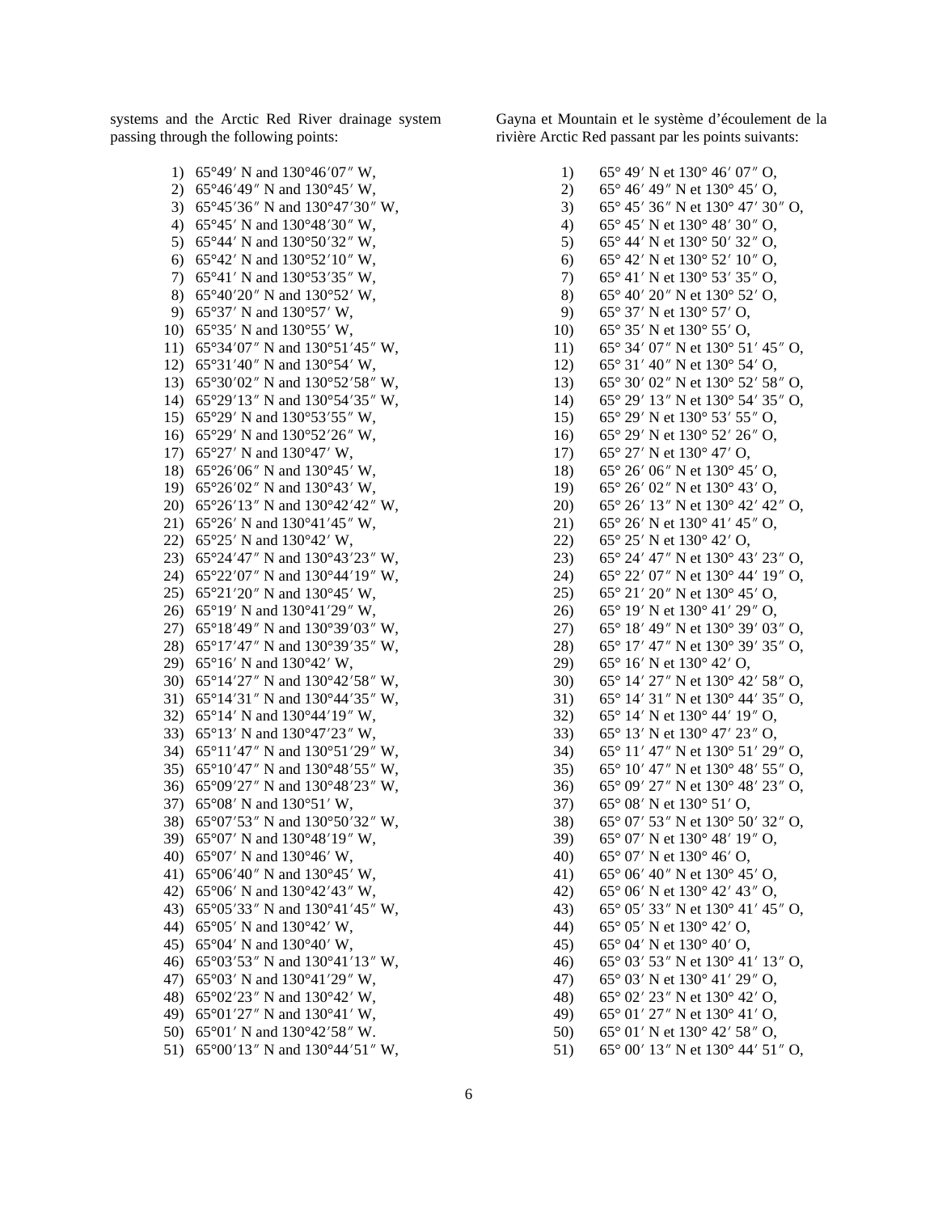systems and the Arctic Red River drainage system passing through the following points:

1) 65°49′ N and 130°46′07″ W,
2) 65°46′49″ N and 130°45′ W,
3) 65°45′36″ N and 130°47′30″ W,
4) 65°45′ N and 130°48′30″ W,
5) 65°44′ N and 130°50′32″ W,
6) 65°42′ N and 130°52′10″ W,
7) 65°41′ N and 130°53′35″ W,
8) 65°40′20″ N and 130°52′ W,
9) 65°37′ N and 130°57′ W,
10) 65°35′ N and 130°55′ W,
11) 65°34′07″ N and 130°51′45″ W,
12) 65°31′40″ N and 130°54′ W,
13) 65°30′02″ N and 130°52′58″ W,
14) 65°29′13″ N and 130°54′35″ W,
15) 65°29′ N and 130°53′55″ W,
16) 65°29′ N and 130°52′26″ W,
17) 65°27′ N and 130°47′ W,
18) 65°26′06″ N and 130°45′ W,
19) 65°26′02″ N and 130°43′ W,
20) 65°26′13″ N and 130°42′42″ W,
21) 65°26′ N and 130°41′45″ W,
22) 65°25′ N and 130°42′ W,
23) 65°24′47″ N and 130°43′23″ W,
24) 65°22′07″ N and 130°44′19″ W,
25) 65°21′20″ N and 130°45′ W,
26) 65°19′ N and 130°41′29″ W,
27) 65°18′49″ N and 130°39′03″ W,
28) 65°17′47″ N and 130°39′35″ W,
29) 65°16′ N and 130°42′ W,
30) 65°14′27″ N and 130°42′58″ W,
31) 65°14′31″ N and 130°44′35″ W,
32) 65°14′ N and 130°44′19″ W,
33) 65°13′ N and 130°47′23″ W,
34) 65°11′47″ N and 130°51′29″ W,
35) 65°10′47″ N and 130°48′55″ W,
36) 65°09′27″ N and 130°48′23″ W,
37) 65°08′ N and 130°51′ W,
38) 65°07′53″ N and 130°50′32″ W,
39) 65°07′ N and 130°48′19″ W,
40) 65°07′ N and 130°46′ W,
41) 65°06′40″ N and 130°45′ W,
42) 65°06′ N and 130°42′43″ W,
43) 65°05′33″ N and 130°41′45″ W,
44) 65°05′ N and 130°42′ W,
45) 65°04′ N and 130°40′ W,
46) 65°03′53″ N and 130°41′13″ W,
47) 65°03′ N and 130°41′29″ W,
48) 65°02′23″ N and 130°42′ W,
49) 65°01′27″ N and 130°41′ W,
50) 65°01′ N and 130°42′58″ W.
51) 65°00′13″ N and 130°44′51″ W,

Gayna et Mountain et le système d’écoulement de la rivière Arctic Red passant par les points suivants:

1) 65° 49′ N et 130° 46′ 07″ O,
2) 65° 46′ 49″ N et 130° 45′ O,
3) 65° 45′ 36″ N et 130° 47′ 30″ O,
4) 65° 45′ N et 130° 48′ 30″ O,
5) 65° 44′ N et 130° 50′ 32″ O,
6) 65° 42′ N et 130° 52′ 10″ O,
7) 65° 41′ N et 130° 53′ 35″ O,
8) 65° 40′ 20″ N et 130° 52′ O,
9) 65° 37′ N et 130° 57′ O,
10) 65° 35′ N et 130° 55′ O,
11) 65° 34′ 07″ N et 130° 51′ 45″ O,
12) 65° 31′ 40″ N et 130° 54′ O,
13) 65° 30′ 02″ N et 130° 52′ 58″ O,
14) 65° 29′ 13″ N et 130° 54′ 35″ O,
15) 65° 29′ N et 130° 53′ 55″ O,
16) 65° 29′ N et 130° 52′ 26″ O,
17) 65° 27′ N et 130° 47′ O,
18) 65° 26′ 06″ N et 130° 45′ O,
19) 65° 26′ 02″ N et 130° 43′ O,
20) 65° 26′ 13″ N et 130° 42′ 42″ O,
21) 65° 26′ N et 130° 41′ 45″ O,
22) 65° 25′ N et 130° 42′ O,
23) 65° 24′ 47″ N et 130° 43′ 23″ O,
24) 65° 22′ 07″ N et 130° 44′ 19″ O,
25) 65° 21′ 20″ N et 130° 45′ O,
26) 65° 19′ N et 130° 41′ 29″ O,
27) 65° 18′ 49″ N et 130° 39′ 03″ O,
28) 65° 17′ 47″ N et 130° 39′ 35″ O,
29) 65° 16′ N et 130° 42′ O,
30) 65° 14′ 27″ N et 130° 42′ 58″ O,
31) 65° 14′ 31″ N et 130° 44′ 35″ O,
32) 65° 14′ N et 130° 44′ 19″ O,
33) 65° 13′ N et 130° 47′ 23″ O,
34) 65° 11′ 47″ N et 130° 51′ 29″ O,
35) 65° 10′ 47″ N et 130° 48′ 55″ O,
36) 65° 09′ 27″ N et 130° 48′ 23″ O,
37) 65° 08′ N et 130° 51′ O,
38) 65° 07′ 53″ N et 130° 50′ 32″ O,
39) 65° 07′ N et 130° 48′ 19″ O,
40) 65° 07′ N et 130° 46′ O,
41) 65° 06′ 40″ N et 130° 45′ O,
42) 65° 06′ N et 130° 42′ 43″ O,
43) 65° 05′ 33″ N et 130° 41′ 45″ O,
44) 65° 05′ N et 130° 42′ O,
45) 65° 04′ N et 130° 40′ O,
46) 65° 03′ 53″ N et 130° 41′ 13″ O,
47) 65° 03′ N et 130° 41′ 29″ O,
48) 65° 02′ 23″ N et 130° 42′ O,
49) 65° 01′ 27″ N et 130° 41′ O,
50) 65° 01′ N et 130° 42′ 58″ O,
51) 65° 00′ 13″ N et 130° 44′ 51″ O,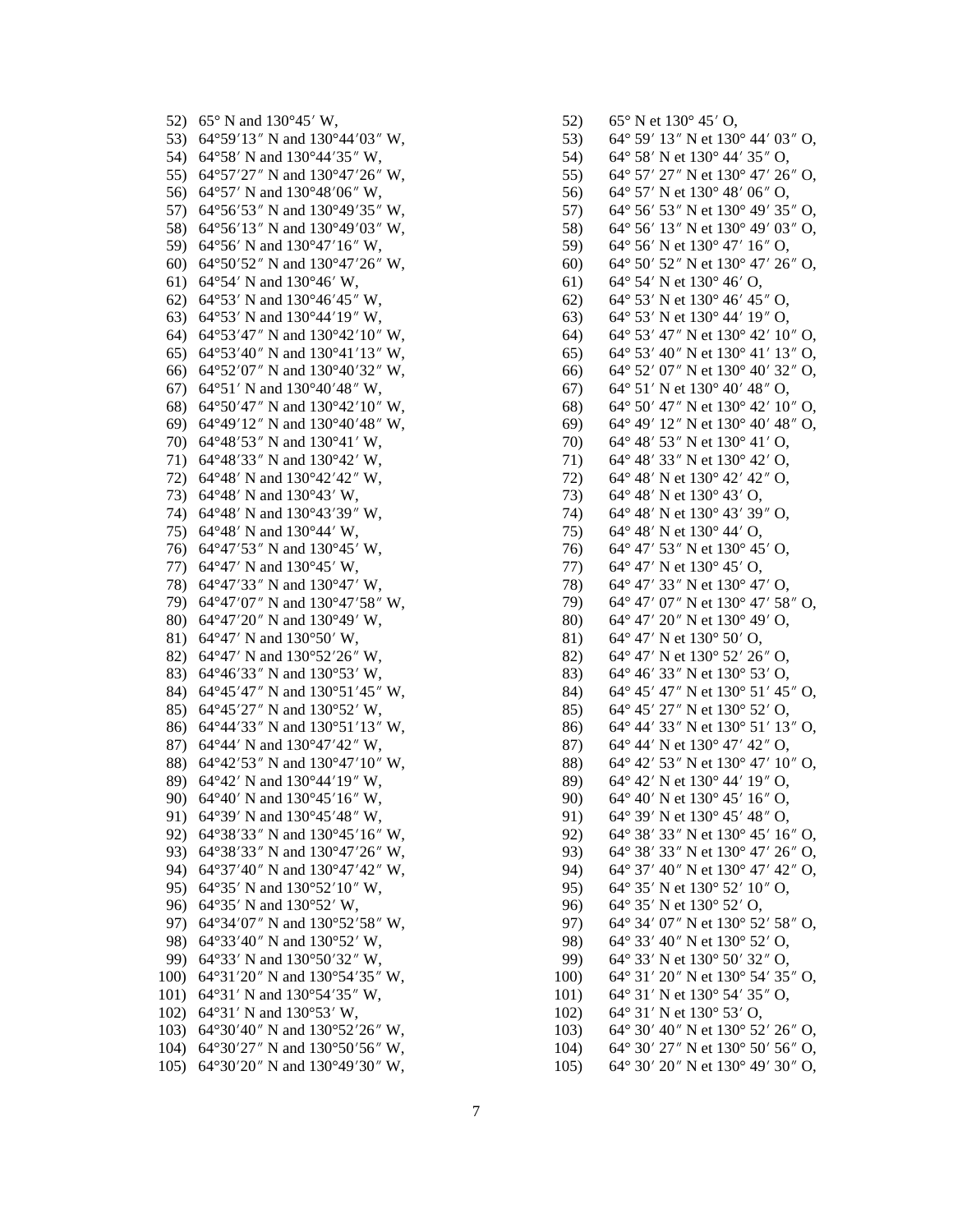52) 65° N and 130°45′ W,
53) 64°59′13″ N and 130°44′03″ W,
54) 64°58′ N and 130°44′35″ W,
55) 64°57′27″ N and 130°47′26″ W,
56) 64°57′ N and 130°48′06″ W,
57) 64°56′53″ N and 130°49′35″ W,
58) 64°56′13″ N and 130°49′03″ W,
59) 64°56′ N and 130°47′16″ W,
60) 64°50′52″ N and 130°47′26″ W,
61) 64°54′ N and 130°46′ W,
62) 64°53′ N and 130°46′45″ W,
63) 64°53′ N and 130°44′19″ W,
64) 64°53′47″ N and 130°42′10″ W,
65) 64°53′40″ N and 130°41′13″ W,
66) 64°52′07″ N and 130°40′32″ W,
67) 64°51′ N and 130°40′48″ W,
68) 64°50′47″ N and 130°42′10″ W,
69) 64°49′12″ N and 130°40′48″ W,
70) 64°48′53″ N and 130°41′ W,
71) 64°48′33″ N and 130°42′ W,
72) 64°48′ N and 130°42′42″ W,
73) 64°48′ N and 130°43′ W,
74) 64°48′ N and 130°43′39″ W,
75) 64°48′ N and 130°44′ W,
76) 64°47′53″ N and 130°45′ W,
77) 64°47′ N and 130°45′ W,
78) 64°47′33″ N and 130°47′ W,
79) 64°47′07″ N and 130°47′58″ W,
80) 64°47′20″ N and 130°49′ W,
81) 64°47′ N and 130°50′ W,
82) 64°47′ N and 130°52′26″ W,
83) 64°46′33″ N and 130°53′ W,
84) 64°45′47″ N and 130°51′45″ W,
85) 64°45′27″ N and 130°52′ W,
86) 64°44′33″ N and 130°51′13″ W,
87) 64°44′ N and 130°47′42″ W,
88) 64°42′53″ N and 130°47′10″ W,
89) 64°42′ N and 130°44′19″ W,
90) 64°40′ N and 130°45′16″ W,
91) 64°39′ N and 130°45′48″ W,
92) 64°38′33″ N and 130°45′16″ W,
93) 64°38′33″ N and 130°47′26″ W,
94) 64°37′40″ N and 130°47′42″ W,
95) 64°35′ N and 130°52′10″ W,
96) 64°35′ N and 130°52′ W,
97) 64°34′07″ N and 130°52′58″ W,
98) 64°33′40″ N and 130°52′ W,
99) 64°33′ N and 130°50′32″ W,
100) 64°31′20″ N and 130°54′35″ W,
101) 64°31′ N and 130°54′35″ W,
102) 64°31′ N and 130°53′ W,
103) 64°30′40″ N and 130°52′26″ W,
104) 64°30′27″ N and 130°50′56″ W,
105) 64°30′20″ N and 130°49′30″ W,

52) 65° N et 130° 45′ O,
53) 64° 59′ 13″ N et 130° 44′ 03″ O,
54) 64° 58′ N et 130° 44′ 35″ O,
55) 64° 57′ 27″ N et 130° 47′ 26″ O,
56) 64° 57′ N et 130° 48′ 06″ O,
57) 64° 56′ 53″ N et 130° 49′ 35″ O,
58) 64° 56′ 13″ N et 130° 49′ 03″ O,
59) 64° 56′ N et 130° 47′ 16″ O,
60) 64° 50′ 52″ N et 130° 47′ 26″ O,
61) 64° 54′ N et 130° 46′ O,
62) 64° 53′ N et 130° 46′ 45″ O,
63) 64° 53′ N et 130° 44′ 19″ O,
64) 64° 53′ 47″ N et 130° 42′ 10″ O,
65) 64° 53′ 40″ N et 130° 41′ 13″ O,
66) 64° 52′ 07″ N et 130° 40′ 32″ O,
67) 64° 51′ N et 130° 40′ 48″ O,
68) 64° 50′ 47″ N et 130° 42′ 10″ O,
69) 64° 49′ 12″ N et 130° 40′ 48″ O,
70) 64° 48′ 53″ N et 130° 41′ O,
71) 64° 48′ 33″ N et 130° 42′ O,
72) 64° 48′ N et 130° 42′ 42″ O,
73) 64° 48′ N et 130° 43′ O,
74) 64° 48′ N et 130° 43′ 39″ O,
75) 64° 48′ N et 130° 44′ O,
76) 64° 47′ 53″ N et 130° 45′ O,
77) 64° 47′ N et 130° 45′ O,
78) 64° 47′ 33″ N et 130° 47′ O,
79) 64° 47′ 07″ N et 130° 47′ 58″ O,
80) 64° 47′ 20″ N et 130° 49′ O,
81) 64° 47′ N et 130° 50′ O,
82) 64° 47′ N et 130° 52′ 26″ O,
83) 64° 46′ 33″ N et 130° 53′ O,
84) 64° 45′ 47″ N et 130° 51′ 45″ O,
85) 64° 45′ 27″ N et 130° 52′ O,
86) 64° 44′ 33″ N et 130° 51′ 13″ O,
87) 64° 44′ N et 130° 47′ 42″ O,
88) 64° 42′ 53″ N et 130° 47′ 10″ O,
89) 64° 42′ N et 130° 44′ 19″ O,
90) 64° 40′ N et 130° 45′ 16″ O,
91) 64° 39′ N et 130° 45′ 48″ O,
92) 64° 38′ 33″ N et 130° 45′ 16″ O,
93) 64° 38′ 33″ N et 130° 47′ 26″ O,
94) 64° 37′ 40″ N et 130° 47′ 42″ O,
95) 64° 35′ N et 130° 52′ 10″ O,
96) 64° 35′ N et 130° 52′ O,
97) 64° 34′ 07″ N et 130° 52′ 58″ O,
98) 64° 33′ 40″ N et 130° 52′ O,
99) 64° 33′ N et 130° 50′ 32″ O,
100) 64° 31′ 20″ N et 130° 54′ 35″ O,
101) 64° 31′ N et 130° 54′ 35″ O,
102) 64° 31′ N et 130° 53′ O,
103) 64° 30′ 40″ N et 130° 52′ 26″ O,
104) 64° 30′ 27″ N et 130° 50′ 56″ O,
105) 64° 30′ 20″ N et 130° 49′ 30″ O,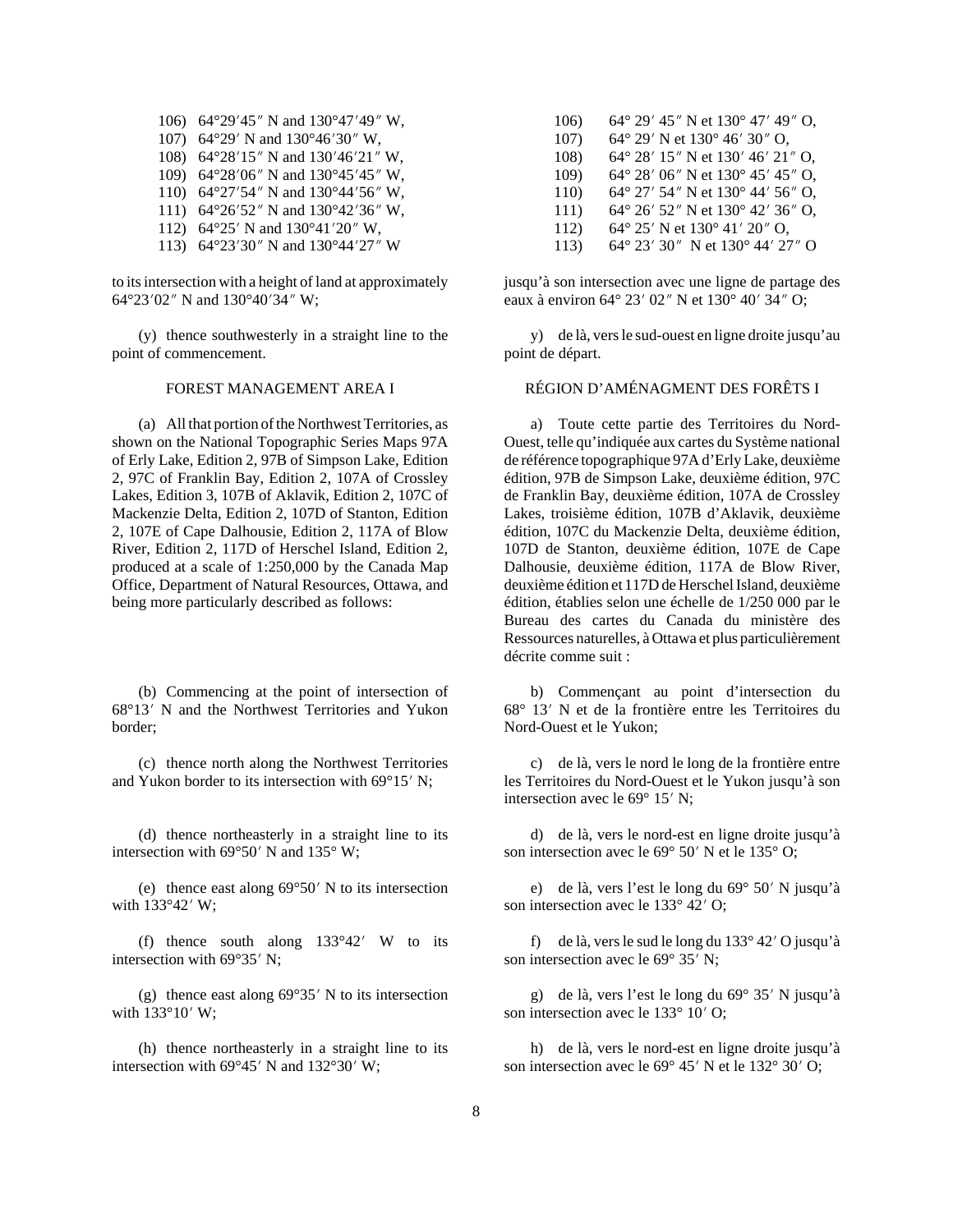106) 64°29′45″ N and 130°47′49″ W,
107) 64°29′ N and 130°46′30″ W,
108) 64°28′15″ N and 130′46′21″ W,
109) 64°28′06″ N and 130°45′45″ W,
110) 64°27′54″ N and 130°44′56″ W,
111) 64°26′52″ N and 130°42′36″ W,
112) 64°25′ N and 130°41′20″ W,
113) 64°23′30″ N and 130°44′27″ W

to its intersection with a height of land at approximately 64°23′02″ N and 130°40′34″ W;

(y) thence southwesterly in a straight line to the point of commencement.

FOREST MANAGEMENT AREA I

(a) All that portion of the Northwest Territories, as shown on the National Topographic Series Maps 97A of Erly Lake, Edition 2, 97B of Simpson Lake, Edition 2, 97C of Franklin Bay, Edition 2, 107A of Crossley Lakes, Edition 3, 107B of Aklavik, Edition 2, 107C of Mackenzie Delta, Edition 2, 107D of Stanton, Edition 2, 107E of Cape Dalhousie, Edition 2, 117A of Blow River, Edition 2, 117D of Herschel Island, Edition 2, produced at a scale of 1:250,000 by the Canada Map Office, Department of Natural Resources, Ottawa, and being more particularly described as follows:

(b) Commencing at the point of intersection of 68°13′ N and the Northwest Territories and Yukon border;

(c) thence north along the Northwest Territories and Yukon border to its intersection with 69°15′ N;

(d) thence northeasterly in a straight line to its intersection with 69°50′ N and 135° W;

(e) thence east along 69°50′ N to its intersection with 133°42′ W;

(f) thence south along 133°42′ W to its intersection with 69°35′ N;

(g) thence east along 69°35′ N to its intersection with 133°10′ W;

(h) thence northeasterly in a straight line to its intersection with 69°45′ N and 132°30′ W;

106) 64° 29′ 45″ N et 130° 47′ 49″ O,
107) 64° 29′ N et 130° 46′ 30″ O,
108) 64° 28′ 15″ N et 130′ 46′ 21″ O,
109) 64° 28′ 06″ N et 130° 45′ 45″ O,
110) 64° 27′ 54″ N et 130° 44′ 56″ O,
111) 64° 26′ 52″ N et 130° 42′ 36″ O,
112) 64° 25′ N et 130° 41′ 20″ O,
113) 64° 23′ 30″ N et 130° 44′ 27″ O

jusqu'à son intersection avec une ligne de partage des eaux à environ 64° 23′ 02″ N et 130° 40′ 34″ O;

y) de là, vers le sud-ouest en ligne droite jusqu'au point de départ.

RÉGION D'AMÉNAGMENT DES FORÊTS I

a) Toute cette partie des Territoires du Nord-Ouest, telle qu'indiquée aux cartes du Système national de référence topographique 97A d'Erly Lake, deuxième édition, 97B de Simpson Lake, deuxième édition, 97C de Franklin Bay, deuxième édition, 107A de Crossley Lakes, troisième édition, 107B d'Aklavik, deuxième édition, 107C du Mackenzie Delta, deuxième édition, 107D de Stanton, deuxième édition, 107E de Cape Dalhousie, deuxième édition, 117A de Blow River, deuxième édition et 117D de Herschel Island, deuxième édition, établies selon une échelle de 1/250 000 par le Bureau des cartes du Canada du ministère des Ressources naturelles, à Ottawa et plus particulièrement décrite comme suit :

b) Commençant au point d'intersection du 68° 13′ N et de la frontière entre les Territoires du Nord-Ouest et le Yukon;

c) de là, vers le nord le long de la frontière entre les Territoires du Nord-Ouest et le Yukon jusqu'à son intersection avec le 69° 15′ N;

d) de là, vers le nord-est en ligne droite jusqu'à son intersection avec le 69° 50′ N et le 135° O;

e) de là, vers l'est le long du 69° 50′ N jusqu'à son intersection avec le 133° 42′ O;

f) de là, vers le sud le long du 133° 42′ O jusqu'à son intersection avec le 69° 35′ N;

g) de là, vers l'est le long du 69° 35′ N jusqu'à son intersection avec le 133° 10′ O;

h) de là, vers le nord-est en ligne droite jusqu'à son intersection avec le 69° 45′ N et le 132° 30′ O;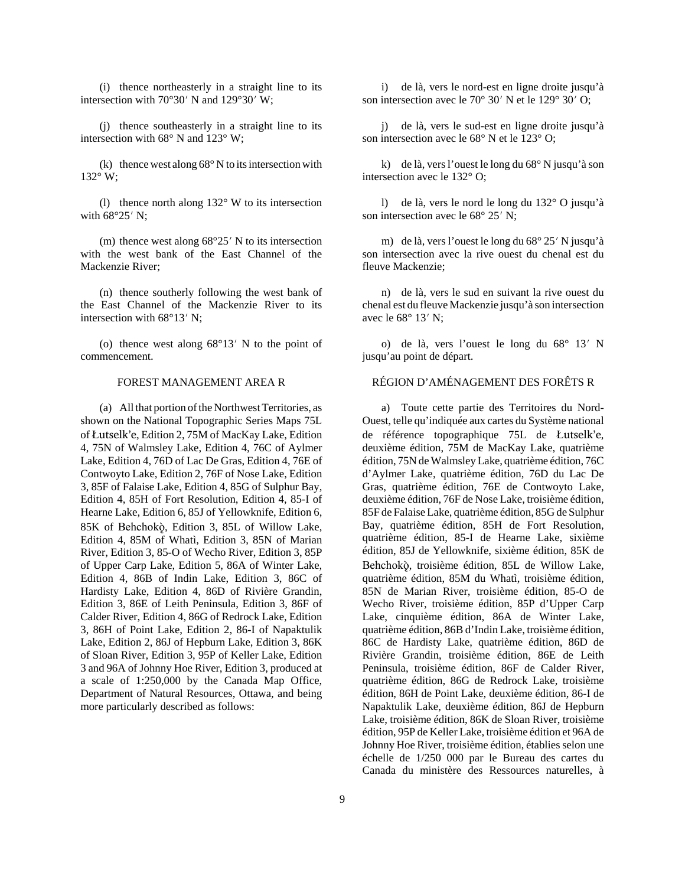(i) thence northeasterly in a straight line to its intersection with 70°30′ N and 129°30′ W;

(j) thence southeasterly in a straight line to its intersection with 68° N and 123° W;

(k) thence west along 68° N to its intersection with 132° W;

(l) thence north along 132° W to its intersection with 68°25′ N;

(m) thence west along 68°25′ N to its intersection with the west bank of the East Channel of the Mackenzie River;

(n) thence southerly following the west bank of the East Channel of the Mackenzie River to its intersection with 68°13′ N;

(o) thence west along 68°13′ N to the point of commencement.

FOREST MANAGEMENT AREA R

(a) All that portion of the Northwest Territories, as shown on the National Topographic Series Maps 75L of Łutselk'e, Edition 2, 75M of MacKay Lake, Edition 4, 75N of Walmsley Lake, Edition 4, 76C of Aylmer Lake, Edition 4, 76D of Lac De Gras, Edition 4, 76E of Contwoyto Lake, Edition 2, 76F of Nose Lake, Edition 3, 85F of Falaise Lake, Edition 4, 85G of Sulphur Bay, Edition 4, 85H of Fort Resolution, Edition 4, 85-I of Hearne Lake, Edition 6, 85J of Yellowknife, Edition 6, 85K of Behchokǫ̀, Edition 3, 85L of Willow Lake, Edition 4, 85M of Whatì, Edition 3, 85N of Marian River, Edition 3, 85-O of Wecho River, Edition 3, 85P of Upper Carp Lake, Edition 5, 86A of Winter Lake, Edition 4, 86B of Indin Lake, Edition 3, 86C of Hardisty Lake, Edition 4, 86D of Rivière Grandin, Edition 3, 86E of Leith Peninsula, Edition 3, 86F of Calder River, Edition 4, 86G of Redrock Lake, Edition 3, 86H of Point Lake, Edition 2, 86-I of Napaktulik Lake, Edition 2, 86J of Hepburn Lake, Edition 3, 86K of Sloan River, Edition 3, 95P of Keller Lake, Edition 3 and 96A of Johnny Hoe River, Edition 3, produced at a scale of 1:250,000 by the Canada Map Office, Department of Natural Resources, Ottawa, and being more particularly described as follows:

i) de là, vers le nord-est en ligne droite jusqu'à son intersection avec le 70° 30′ N et le 129° 30′ O;

j) de là, vers le sud-est en ligne droite jusqu'à son intersection avec le 68° N et le 123° O;

k) de là, vers l'ouest le long du 68° N jusqu'à son intersection avec le 132° O;

l) de là, vers le nord le long du 132° O jusqu'à son intersection avec le 68° 25′ N;

m) de là, vers l'ouest le long du 68° 25′ N jusqu'à son intersection avec la rive ouest du chenal est du fleuve Mackenzie;

n) de là, vers le sud en suivant la rive ouest du chenal est du fleuve Mackenzie jusqu'à son intersection avec le 68° 13′ N;

o) de là, vers l'ouest le long du 68° 13′ N jusqu'au point de départ.

RÉGION D'AMÉNAGEMENT DES FORÊTS R

a) Toute cette partie des Territoires du Nord-Ouest, telle qu'indiquée aux cartes du Système national de référence topographique 75L de Łutselk'e, deuxième édition, 75M de MacKay Lake, quatrième édition, 75N de Walmsley Lake, quatrième édition, 76C d'Aylmer Lake, quatrième édition, 76D du Lac De Gras, quatrième édition, 76E de Contwoyto Lake, deuxième édition, 76F de Nose Lake, troisième édition, 85F de Falaise Lake, quatrième édition, 85G de Sulphur Bay, quatrième édition, 85H de Fort Resolution, quatrième édition, 85-I de Hearne Lake, sixième édition, 85J de Yellowknife, sixième édition, 85K de Behchokǫ̀, troisième édition, 85L de Willow Lake, quatrième édition, 85M du Whatì, troisième édition, 85N de Marian River, troisième édition, 85-O de Wecho River, troisième édition, 85P d'Upper Carp Lake, cinquième édition, 86A de Winter Lake, quatrième édition, 86B d'Indin Lake, troisième édition, 86C de Hardisty Lake, quatrième édition, 86D de Rivière Grandin, troisième édition, 86E de Leith Peninsula, troisième édition, 86F de Calder River, quatrième édition, 86G de Redrock Lake, troisième édition, 86H de Point Lake, deuxième édition, 86-I de Napaktulik Lake, deuxième édition, 86J de Hepburn Lake, troisième édition, 86K de Sloan River, troisième édition, 95P de Keller Lake, troisième édition et 96A de Johnny Hoe River, troisième édition, établies selon une échelle de 1/250 000 par le Bureau des cartes du Canada du ministère des Ressources naturelles, à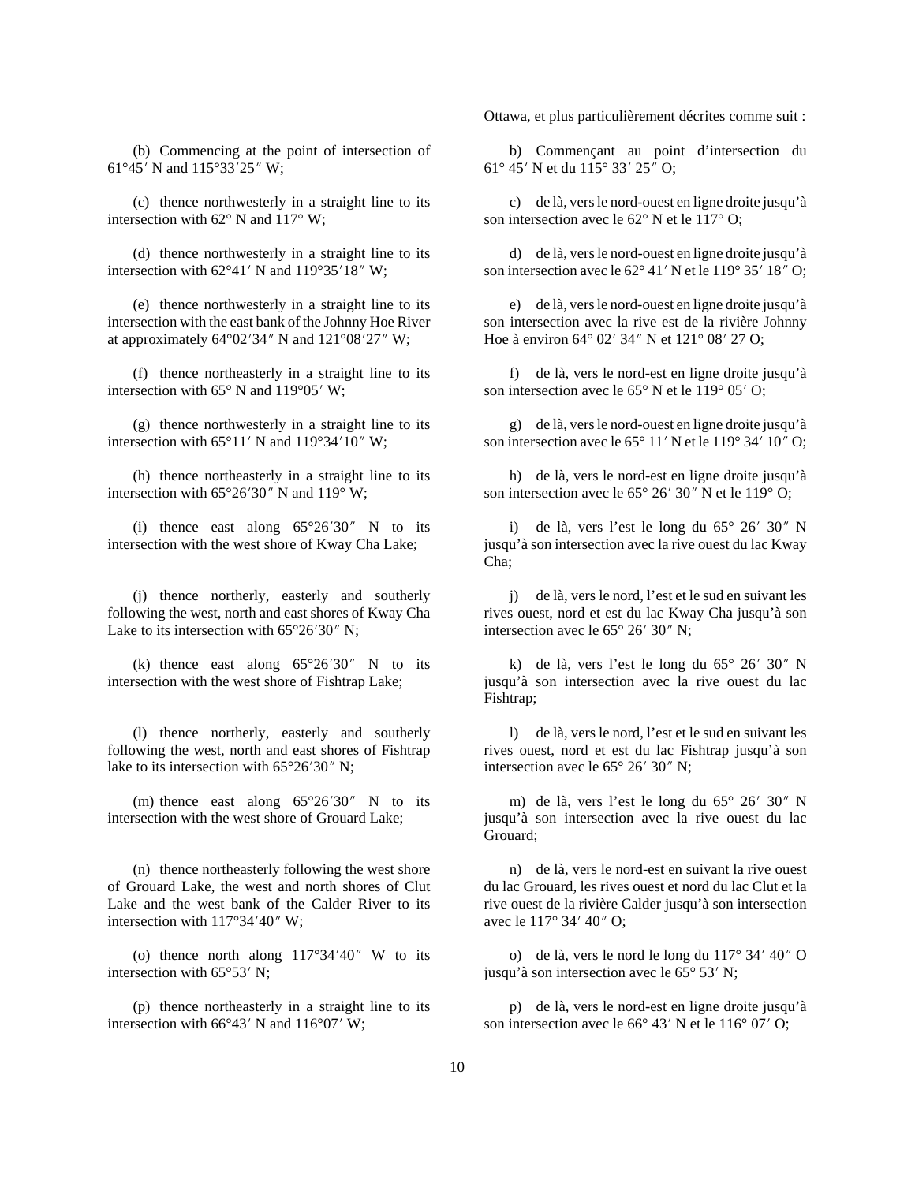(b) Commencing at the point of intersection of 61°45′ N and 115°33′25″ W;

(c) thence northwesterly in a straight line to its intersection with 62° N and 117° W;

(d) thence northwesterly in a straight line to its intersection with 62°41′ N and 119°35′18″ W;

(e) thence northwesterly in a straight line to its intersection with the east bank of the Johnny Hoe River at approximately 64°02′34″ N and 121°08′27″ W;

(f) thence northeasterly in a straight line to its intersection with 65° N and 119°05′ W;

(g) thence northwesterly in a straight line to its intersection with 65°11′ N and 119°34′10″ W;

(h) thence northeasterly in a straight line to its intersection with 65°26′30″ N and 119° W;

(i) thence east along 65°26′30″ N to its intersection with the west shore of Kway Cha Lake;

(j) thence northerly, easterly and southerly following the west, north and east shores of Kway Cha Lake to its intersection with 65°26′30″ N;

(k) thence east along 65°26′30″ N to its intersection with the west shore of Fishtrap Lake;

(l) thence northerly, easterly and southerly following the west, north and east shores of Fishtrap lake to its intersection with 65°26′30″ N;

(m) thence east along 65°26′30″ N to its intersection with the west shore of Grouard Lake;

(n) thence northeasterly following the west shore of Grouard Lake, the west and north shores of Clut Lake and the west bank of the Calder River to its intersection with 117°34′40″ W;

(o) thence north along 117°34′40″ W to its intersection with 65°53′ N;

(p) thence northeasterly in a straight line to its intersection with 66°43′ N and 116°07′ W;

Ottawa, et plus particulièrement décrites comme suit :

b) Commençant au point d'intersection du 61° 45′ N et du 115° 33′ 25″ O;

c) de là, vers le nord-ouest en ligne droite jusqu'à son intersection avec le 62° N et le 117° O;

d) de là, vers le nord-ouest en ligne droite jusqu'à son intersection avec le 62° 41′ N et le 119° 35′ 18″ O;

e) de là, vers le nord-ouest en ligne droite jusqu'à son intersection avec la rive est de la rivière Johnny Hoe à environ 64° 02′ 34″ N et 121° 08′ 27 O;

f) de là, vers le nord-est en ligne droite jusqu'à son intersection avec le 65° N et le 119° 05′ O;

g) de là, vers le nord-ouest en ligne droite jusqu'à son intersection avec le 65° 11′ N et le 119° 34′ 10″ O;

h) de là, vers le nord-est en ligne droite jusqu'à son intersection avec le 65° 26′ 30″ N et le 119° O;

i) de là, vers l'est le long du 65° 26′ 30″ N jusqu'à son intersection avec la rive ouest du lac Kway Cha;

j) de là, vers le nord, l'est et le sud en suivant les rives ouest, nord et est du lac Kway Cha jusqu'à son intersection avec le 65° 26′ 30″ N;

k) de là, vers l'est le long du 65° 26′ 30″ N jusqu'à son intersection avec la rive ouest du lac Fishtrap;

l) de là, vers le nord, l'est et le sud en suivant les rives ouest, nord et est du lac Fishtrap jusqu'à son intersection avec le 65° 26′ 30″ N;

m) de là, vers l'est le long du 65° 26′ 30″ N jusqu'à son intersection avec la rive ouest du lac Grouard;

n) de là, vers le nord-est en suivant la rive ouest du lac Grouard, les rives ouest et nord du lac Clut et la rive ouest de la rivière Calder jusqu'à son intersection avec le 117° 34′ 40″ O;

o) de là, vers le nord le long du 117° 34′ 40″ O jusqu'à son intersection avec le 65° 53′ N;

p) de là, vers le nord-est en ligne droite jusqu'à son intersection avec le 66° 43′ N et le 116° 07′ O;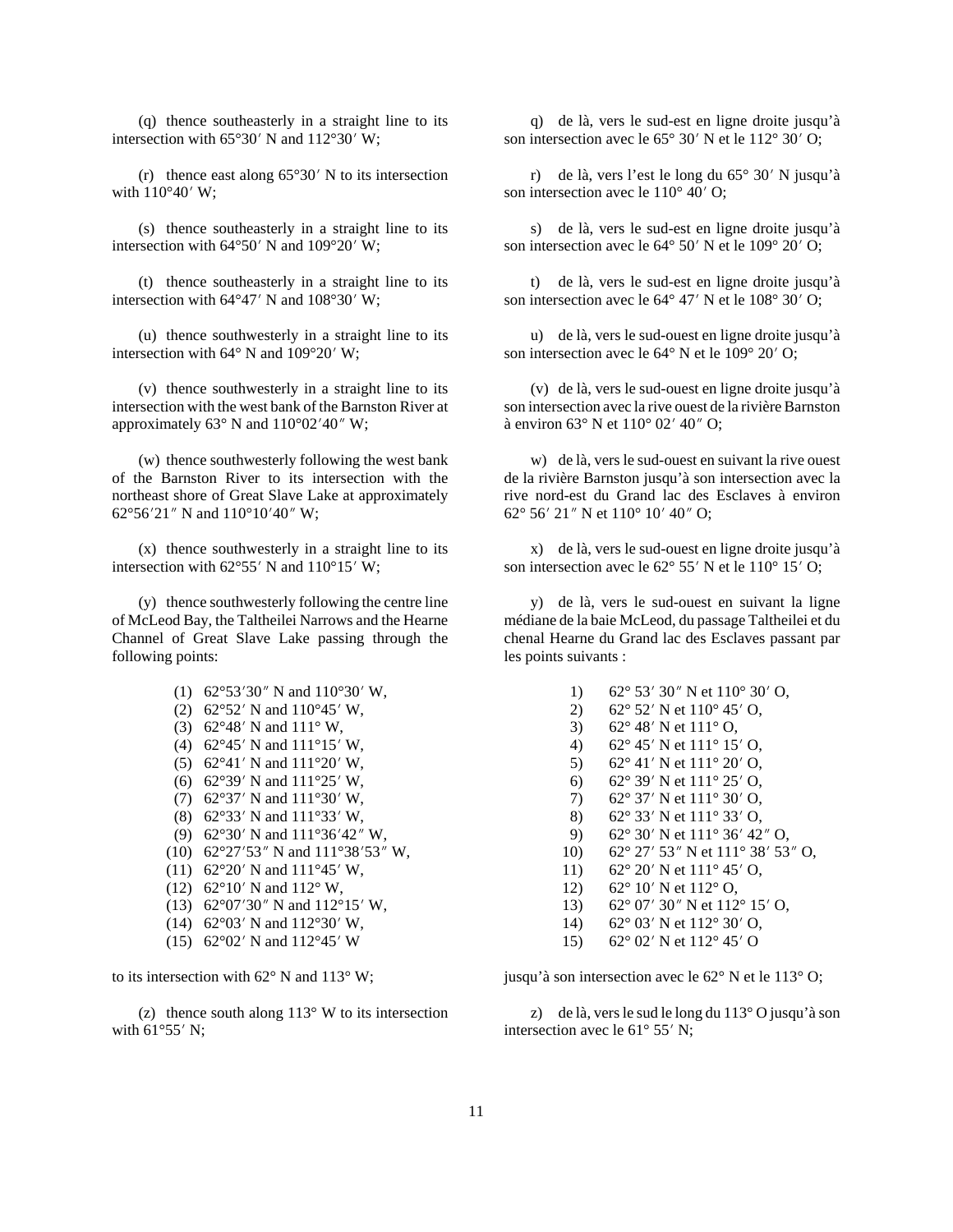(q) thence southeasterly in a straight line to its intersection with 65°30′ N and 112°30′ W;

(r) thence east along 65°30′ N to its intersection with 110°40′ W;

(s) thence southeasterly in a straight line to its intersection with 64°50′ N and 109°20′ W;

(t) thence southeasterly in a straight line to its intersection with 64°47′ N and 108°30′ W;

(u) thence southwesterly in a straight line to its intersection with 64° N and 109°20′ W;

(v) thence southwesterly in a straight line to its intersection with the west bank of the Barnston River at approximately 63° N and 110°02′40″ W;

(w) thence southwesterly following the west bank of the Barnston River to its intersection with the northeast shore of Great Slave Lake at approximately 62°56′21″ N and 110°10′40″ W;

(x) thence southwesterly in a straight line to its intersection with 62°55′ N and 110°15′ W;

(y) thence southwesterly following the centre line of McLeod Bay, the Taltheilei Narrows and the Hearne Channel of Great Slave Lake passing through the following points:

(1) 62°53′30″ N and 110°30′ W,
(2) 62°52′ N and 110°45′ W,
(3) 62°48′ N and 111° W,
(4) 62°45′ N and 111°15′ W,
(5) 62°41′ N and 111°20′ W,
(6) 62°39′ N and 111°25′ W,
(7) 62°37′ N and 111°30′ W,
(8) 62°33′ N and 111°33′ W,
(9) 62°30′ N and 111°36′42″ W,
(10) 62°27′53″ N and 111°38′53″ W,
(11) 62°20′ N and 111°45′ W,
(12) 62°10′ N and 112° W,
(13) 62°07′30″ N and 112°15′ W,
(14) 62°03′ N and 112°30′ W,
(15) 62°02′ N and 112°45′ W

to its intersection with 62° N and 113° W;

(z) thence south along 113° W to its intersection with 61°55′ N;

q) de là, vers le sud-est en ligne droite jusqu'à son intersection avec le 65° 30′ N et le 112° 30′ O;

r) de là, vers l'est le long du 65° 30′ N jusqu'à son intersection avec le 110° 40′ O;

s) de là, vers le sud-est en ligne droite jusqu'à son intersection avec le 64° 50′ N et le 109° 20′ O;

t) de là, vers le sud-est en ligne droite jusqu'à son intersection avec le 64° 47′ N et le 108° 30′ O;

u) de là, vers le sud-ouest en ligne droite jusqu'à son intersection avec le 64° N et le 109° 20′ O;

(v) de là, vers le sud-ouest en ligne droite jusqu'à son intersection avec la rive ouest de la rivière Barnston à environ 63° N et 110° 02′ 40″ O;

w) de là, vers le sud-ouest en suivant la rive ouest de la rivière Barnston jusqu'à son intersection avec la rive nord-est du Grand lac des Esclaves à environ 62° 56′ 21″ N et 110° 10′ 40″ O;

x) de là, vers le sud-ouest en ligne droite jusqu'à son intersection avec le 62° 55′ N et le 110° 15′ O;

y) de là, vers le sud-ouest en suivant la ligne médiane de la baie McLeod, du passage Taltheilei et du chenal Hearne du Grand lac des Esclaves passant par les points suivants :

1) 62° 53′ 30″ N et 110° 30′ O,
2) 62° 52′ N et 110° 45′ O,
3) 62° 48′ N et 111° O,
4) 62° 45′ N et 111° 15′ O,
5) 62° 41′ N et 111° 20′ O,
6) 62° 39′ N et 111° 25′ O,
7) 62° 37′ N et 111° 30′ O,
8) 62° 33′ N et 111° 33′ O,
9) 62° 30′ N et 111° 36′ 42″ O,
10) 62° 27′ 53″ N et 111° 38′ 53″ O,
11) 62° 20′ N et 111° 45′ O,
12) 62° 10′ N et 112° O,
13) 62° 07′ 30″ N et 112° 15′ O,
14) 62° 03′ N et 112° 30′ O,
15) 62° 02′ N et 112° 45′ O

jusqu'à son intersection avec le 62° N et le 113° O;

z) de là, vers le sud le long du 113° O jusqu'à son intersection avec le 61° 55′ N;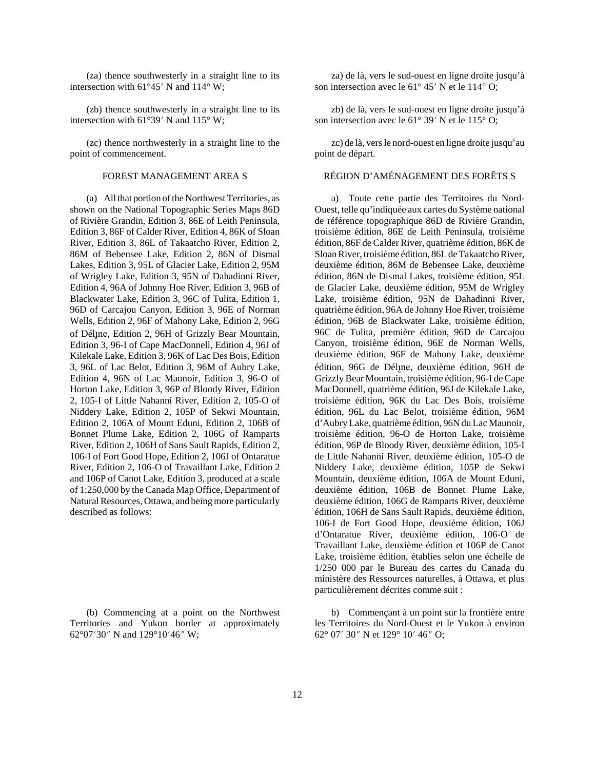(za) thence southwesterly in a straight line to its intersection with 61°45′ N and 114° W;

(zb) thence southwesterly in a straight line to its intersection with 61°39′ N and 115° W;

(zc) thence northwesterly in a straight line to the point of commencement.

FOREST MANAGEMENT AREA S

(a) All that portion of the Northwest Territories, as shown on the National Topographic Series Maps 86D of Rivière Grandin, Edition 3, 86E of Leith Peninsula, Edition 3, 86F of Calder River, Edition 4, 86K of Sloan River, Edition 3, 86L of Takaatcho River, Edition 2, 86M of Bebensee Lake, Edition 2, 86N of Dismal Lakes, Edition 3, 95L of Glacier Lake, Edition 2, 95M of Wrigley Lake, Edition 3, 95N of Dahadinni River, Edition 4, 96A of Johnny Hoe River, Edition 3, 96B of Blackwater Lake, Edition 3, 96C of Tulita, Edition 1, 96D of Carcajou Canyon, Edition 3, 96E of Norman Wells, Edition 2, 96F of Mahony Lake, Edition 2, 96G of Délı̨ne, Edition 2, 96H of Grizzly Bear Mountain, Edition 3, 96-I of Cape MacDonnell, Edition 4, 96J of Kilekale Lake, Edition 3, 96K of Lac Des Bois, Edition 3, 96L of Lac Belot, Edition 3, 96M of Aubry Lake, Edition 4, 96N of Lac Maunoir, Edition 3, 96-O of Horton Lake, Edition 3, 96P of Bloody River, Edition 2, 105-I of Little Nahanni River, Edition 2, 105-O of Niddery Lake, Edition 2, 105P of Sekwi Mountain, Edition 2, 106A of Mount Eduni, Edition 2, 106B of Bonnet Plume Lake, Edition 2, 106G of Ramparts River, Edition 2, 106H of Sans Sault Rapids, Edition 2, 106-I of Fort Good Hope, Edition 2, 106J of Ontaratue River, Edition 2, 106-O of Travaillant Lake, Edition 2 and 106P of Canot Lake, Edition 3, produced at a scale of 1:250,000 by the Canada Map Office, Department of Natural Resources, Ottawa, and being more particularly described as follows:

(b) Commencing at a point on the Northwest Territories and Yukon border at approximately 62°07′30″ N and 129°10′46″ W;

za) de là, vers le sud-ouest en ligne droite jusqu'à son intersection avec le 61° 45′ N et le 114° O;

zb) de là, vers le sud-ouest en ligne droite jusqu'à son intersection avec le 61° 39′ N et le 115° O;

zc) de là, vers le nord-ouest en ligne droite jusqu'au point de départ.

RÉGION D'AMÉNAGEMENT DES FORÊTS S

a) Toute cette partie des Territoires du Nord-Ouest, telle qu'indiquée aux cartes du Système national de référence topographique 86D de Rivière Grandin, troisième édition, 86E de Leith Peninsula, troisième édition, 86F de Calder River, quatrième édition, 86K de Sloan River, troisième édition, 86L de Takaatcho River, deuxième édition, 86M de Bebensee Lake, deuxième édition, 86N de Dismal Lakes, troisième édition, 95L de Glacier Lake, deuxième édition, 95M de Wrigley Lake, troisième édition, 95N de Dahadinni River, quatrième édition, 96A de Johnny Hoe River, troisième édition, 96B de Blackwater Lake, troisième édition, 96C de Tulita, première édition, 96D de Carcajou Canyon, troisième édition, 96E de Norman Wells, deuxième édition, 96F de Mahony Lake, deuxième édition, 96G de Délı̨ne, deuxième édition, 96H de Grizzly Bear Mountain, troisième édition, 96-I de Cape MacDonnell, quatrième édition, 96J de Kilekale Lake, troisième édition, 96K du Lac Des Bois, troisième édition, 96L du Lac Belot, troisième édition, 96M d'Aubry Lake, quatrième édition, 96N du Lac Maunoir, troisième édition, 96-O de Horton Lake, troisième édition, 96P de Bloody River, deuxième édition, 105-I de Little Nahanni River, deuxième édition, 105-O de Niddery Lake, deuxième édition, 105P de Sekwi Mountain, deuxième édition, 106A de Mount Eduni, deuxième édition, 106B de Bonnet Plume Lake, deuxième édition, 106G de Ramparts River, deuxième édition, 106H de Sans Sault Rapids, deuxième édition, 106-I de Fort Good Hope, deuxième édition, 106J d'Ontaratue River, deuxième édition, 106-O de Travaillant Lake, deuxième édition et 106P de Canot Lake, troisième édition, établies selon une échelle de 1/250 000 par le Bureau des cartes du Canada du ministère des Ressources naturelles, à Ottawa, et plus particulièrement décrites comme suit :

b) Commençant à un point sur la frontière entre les Territoires du Nord-Ouest et le Yukon à environ 62° 07′ 30″ N et 129° 10′ 46″ O;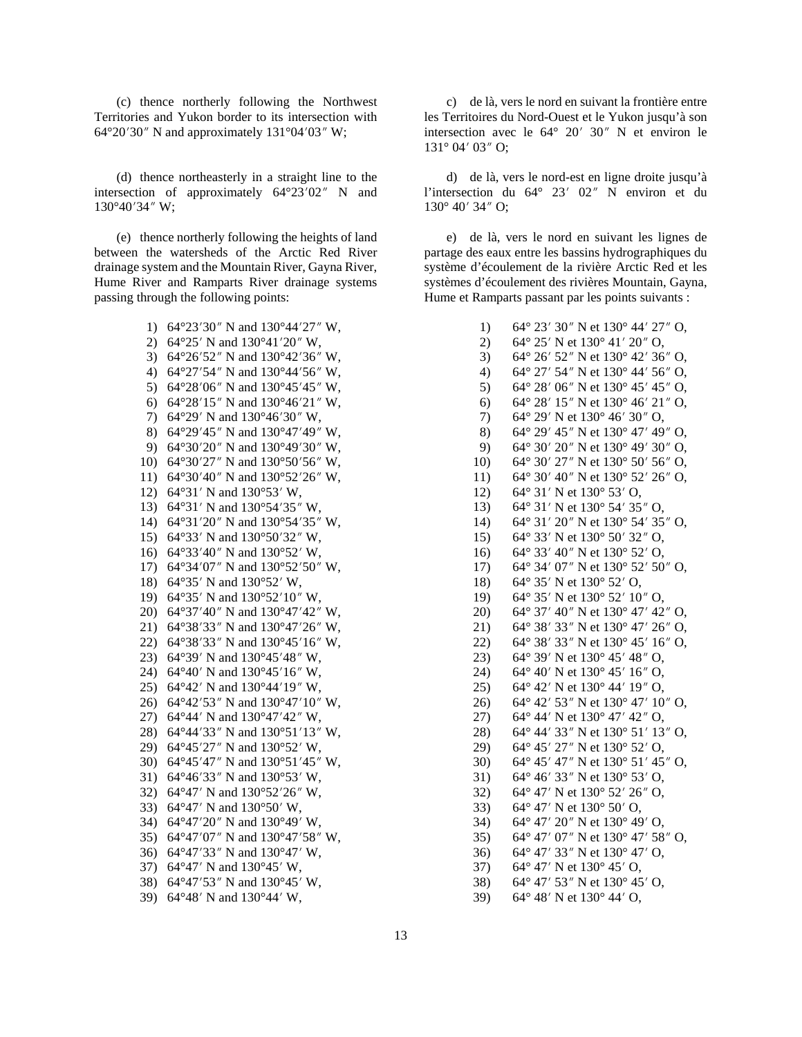(c) thence northerly following the Northwest Territories and Yukon border to its intersection with 64°20′30″ N and approximately 131°04′03″ W;

(d) thence northeasterly in a straight line to the intersection of approximately 64°23′02″ N and 130°40′34″ W;

(e) thence northerly following the heights of land between the watersheds of the Arctic Red River drainage system and the Mountain River, Gayna River, Hume River and Ramparts River drainage systems passing through the following points:

1) 64°23′30″ N and 130°44′27″ W,
2) 64°25′ N and 130°41′20″ W,
3) 64°26′52″ N and 130°42′36″ W,
4) 64°27′54″ N and 130°44′56″ W,
5) 64°28′06″ N and 130°45′45″ W,
6) 64°28′15″ N and 130°46′21″ W,
7) 64°29′ N and 130°46′30″ W,
8) 64°29′45″ N and 130°47′49″ W,
9) 64°30′20″ N and 130°49′30″ W,
10) 64°30′27″ N and 130°50′56″ W,
11) 64°30′40″ N and 130°52′26″ W,
12) 64°31′ N and 130°53′ W,
13) 64°31′ N and 130°54′35″ W,
14) 64°31′20″ N and 130°54′35″ W,
15) 64°33′ N and 130°50′32″ W,
16) 64°33′40″ N and 130°52′ W,
17) 64°34′07″ N and 130°52′50″ W,
18) 64°35′ N and 130°52′ W,
19) 64°35′ N and 130°52′10″ W,
20) 64°37′40″ N and 130°47′42″ W,
21) 64°38′33″ N and 130°47′26″ W,
22) 64°38′33″ N and 130°45′16″ W,
23) 64°39′ N and 130°45′48″ W,
24) 64°40′ N and 130°45′16″ W,
25) 64°42′ N and 130°44′19″ W,
26) 64°42′53″ N and 130°47′10″ W,
27) 64°44′ N and 130°47′42″ W,
28) 64°44′33″ N and 130°51′13″ W,
29) 64°45′27″ N and 130°52′ W,
30) 64°45′47″ N and 130°51′45″ W,
31) 64°46′33″ N and 130°53′ W,
32) 64°47′ N and 130°52′26″ W,
33) 64°47′ N and 130°50′ W,
34) 64°47′20″ N and 130°49′ W,
35) 64°47′07″ N and 130°47′58″ W,
36) 64°47′33″ N and 130°47′ W,
37) 64°47′ N and 130°45′ W,
38) 64°47′53″ N and 130°45′ W,
39) 64°48′ N and 130°44′ W,

c) de là, vers le nord en suivant la frontière entre les Territoires du Nord-Ouest et le Yukon jusqu'à son intersection avec le 64° 20′ 30″ N et environ le 131° 04′ 03″ O;

d) de là, vers le nord-est en ligne droite jusqu'à l'intersection du 64° 23′ 02″ N environ et du 130° 40′ 34″ O;

e) de là, vers le nord en suivant les lignes de partage des eaux entre les bassins hydrographiques du système d'écoulement de la rivière Arctic Red et les systèmes d'écoulement des rivières Mountain, Gayna, Hume et Ramparts passant par les points suivants :

1) 64° 23′ 30″ N et 130° 44′ 27″ O,
2) 64° 25′ N et 130° 41′ 20″ O,
3) 64° 26′ 52″ N et 130° 42′ 36″ O,
4) 64° 27′ 54″ N et 130° 44′ 56″ O,
5) 64° 28′ 06″ N et 130° 45′ 45″ O,
6) 64° 28′ 15″ N et 130° 46′ 21″ O,
7) 64° 29′ N et 130° 46′ 30″ O,
8) 64° 29′ 45″ N et 130° 47′ 49″ O,
9) 64° 30′ 20″ N et 130° 49′ 30″ O,
10) 64° 30′ 27″ N et 130° 50′ 56″ O,
11) 64° 30′ 40″ N et 130° 52′ 26″ O,
12) 64° 31′ N et 130° 53′ O,
13) 64° 31′ N et 130° 54′ 35″ O,
14) 64° 31′ 20″ N et 130° 54′ 35″ O,
15) 64° 33′ N et 130° 50′ 32″ O,
16) 64° 33′ 40″ N et 130° 52′ O,
17) 64° 34′ 07″ N et 130° 52′ 50″ O,
18) 64° 35′ N et 130° 52′ O,
19) 64° 35′ N et 130° 52′ 10″ O,
20) 64° 37′ 40″ N et 130° 47′ 42″ O,
21) 64° 38′ 33″ N et 130° 47′ 26″ O,
22) 64° 38′ 33″ N et 130° 45′ 16″ O,
23) 64° 39′ N et 130° 45′ 48″ O,
24) 64° 40′ N et 130° 45′ 16″ O,
25) 64° 42′ N et 130° 44′ 19″ O,
26) 64° 42′ 53″ N et 130° 47′ 10″ O,
27) 64° 44′ N et 130° 47′ 42″ O,
28) 64° 44′ 33″ N et 130° 51′ 13″ O,
29) 64° 45′ 27″ N et 130° 52′ O,
30) 64° 45′ 47″ N et 130° 51′ 45″ O,
31) 64° 46′ 33″ N et 130° 53′ O,
32) 64° 47′ N et 130° 52′ 26″ O,
33) 64° 47′ N et 130° 50′ O,
34) 64° 47′ 20″ N et 130° 49′ O,
35) 64° 47′ 07″ N et 130° 47′ 58″ O,
36) 64° 47′ 33″ N et 130° 47′ O,
37) 64° 47′ N et 130° 45′ O,
38) 64° 47′ 53″ N et 130° 45′ O,
39) 64° 48′ N et 130° 44′ O,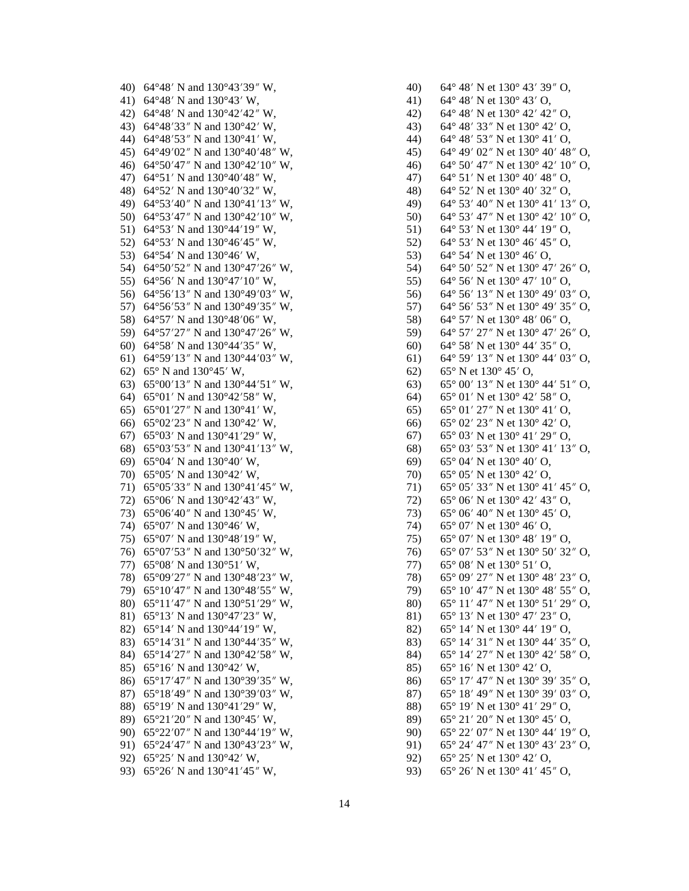40) 64°48′ N and 130°43′39″ W,
41) 64°48′ N and 130°43′ W,
42) 64°48′ N and 130°42′42″ W,
43) 64°48′33″ N and 130°42′ W,
44) 64°48′53″ N and 130°41′ W,
45) 64°49′02″ N and 130°40′48″ W,
46) 64°50′47″ N and 130°42′10″ W,
47) 64°51′ N and 130°40′48″ W,
48) 64°52′ N and 130°40′32″ W,
49) 64°53′40″ N and 130°41′13″ W,
50) 64°53′47″ N and 130°42′10″ W,
51) 64°53′ N and 130°44′19″ W,
52) 64°53′ N and 130°46′45″ W,
53) 64°54′ N and 130°46′ W,
54) 64°50′52″ N and 130°47′26″ W,
55) 64°56′ N and 130°47′10″ W,
56) 64°56′13″ N and 130°49′03″ W,
57) 64°56′53″ N and 130°49′35″ W,
58) 64°57′ N and 130°48′06″ W,
59) 64°57′27″ N and 130°47′26″ W,
60) 64°58′ N and 130°44′35″ W,
61) 64°59′13″ N and 130°44′03″ W,
62) 65° N and 130°45′ W,
63) 65°00′13″ N and 130°44′51″ W,
64) 65°01′ N and 130°42′58″ W,
65) 65°01′27″ N and 130°41′ W,
66) 65°02′23″ N and 130°42′ W,
67) 65°03′ N and 130°41′29″ W,
68) 65°03′53″ N and 130°41′13″ W,
69) 65°04′ N and 130°40′ W,
70) 65°05′ N and 130°42′ W,
71) 65°05′33″ N and 130°41′45″ W,
72) 65°06′ N and 130°42′43″ W,
73) 65°06′40″ N and 130°45′ W,
74) 65°07′ N and 130°46′ W,
75) 65°07′ N and 130°48′19″ W,
76) 65°07′53″ N and 130°50′32″ W,
77) 65°08′ N and 130°51′ W,
78) 65°09′27″ N and 130°48′23″ W,
79) 65°10′47″ N and 130°48′55″ W,
80) 65°11′47″ N and 130°51′29″ W,
81) 65°13′ N and 130°47′23″ W,
82) 65°14′ N and 130°44′19″ W,
83) 65°14′31″ N and 130°44′35″ W,
84) 65°14′27″ N and 130°42′58″ W,
85) 65°16′ N and 130°42′ W,
86) 65°17′47″ N and 130°39′35″ W,
87) 65°18′49″ N and 130°39′03″ W,
88) 65°19′ N and 130°41′29″ W,
89) 65°21′20″ N and 130°45′ W,
90) 65°22′07″ N and 130°44′19″ W,
91) 65°24′47″ N and 130°43′23″ W,
92) 65°25′ N and 130°42′ W,
93) 65°26′ N and 130°41′45″ W,

40) 64° 48′ N et 130° 43′ 39″ O,
41) 64° 48′ N et 130° 43′ O,
42) 64° 48′ N et 130° 42′ 42″ O,
43) 64° 48′ 33″ N et 130° 42′ O,
44) 64° 48′ 53″ N et 130° 41′ O,
45) 64° 49′ 02″ N et 130° 40′ 48″ O,
46) 64° 50′ 47″ N et 130° 42′ 10″ O,
47) 64° 51′ N et 130° 40′ 48″ O,
48) 64° 52′ N et 130° 40′ 32″ O,
49) 64° 53′ 40″ N et 130° 41′ 13″ O,
50) 64° 53′ 47″ N et 130° 42′ 10″ O,
51) 64° 53′ N et 130° 44′ 19″ O,
52) 64° 53′ N et 130° 46′ 45″ O,
53) 64° 54′ N et 130° 46′ O,
54) 64° 50′ 52″ N et 130° 47′ 26″ O,
55) 64° 56′ N et 130° 47′ 10″ O,
56) 64° 56′ 13″ N et 130° 49′ 03″ O,
57) 64° 56′ 53″ N et 130° 49′ 35″ O,
58) 64° 57′ N et 130° 48′ 06″ O,
59) 64° 57′ 27″ N et 130° 47′ 26″ O,
60) 64° 58′ N et 130° 44′ 35″ O,
61) 64° 59′ 13″ N et 130° 44′ 03″ O,
62) 65° N et 130° 45′ O,
63) 65° 00′ 13″ N et 130° 44′ 51″ O,
64) 65° 01′ N et 130° 42′ 58″ O,
65) 65° 01′ 27″ N et 130° 41′ O,
66) 65° 02′ 23″ N et 130° 42′ O,
67) 65° 03′ N et 130° 41′ 29″ O,
68) 65° 03′ 53″ N et 130° 41′ 13″ O,
69) 65° 04′ N et 130° 40′ O,
70) 65° 05′ N et 130° 42′ O,
71) 65° 05′ 33″ N et 130° 41′ 45″ O,
72) 65° 06′ N et 130° 42′ 43″ O,
73) 65° 06′ 40″ N et 130° 45′ O,
74) 65° 07′ N et 130° 46′ O,
75) 65° 07′ N et 130° 48′ 19″ O,
76) 65° 07′ 53″ N et 130° 50′ 32″ O,
77) 65° 08′ N et 130° 51′ O,
78) 65° 09′ 27″ N et 130° 48′ 23″ O,
79) 65° 10′ 47″ N et 130° 48′ 55″ O,
80) 65° 11′ 47″ N et 130° 51′ 29″ O,
81) 65° 13′ N et 130° 47′ 23″ O,
82) 65° 14′ N et 130° 44′ 19″ O,
83) 65° 14′ 31″ N et 130° 44′ 35″ O,
84) 65° 14′ 27″ N et 130° 42′ 58″ O,
85) 65° 16′ N et 130° 42′ O,
86) 65° 17′ 47″ N et 130° 39′ 35″ O,
87) 65° 18′ 49″ N et 130° 39′ 03″ O,
88) 65° 19′ N et 130° 41′ 29″ O,
89) 65° 21′ 20″ N et 130° 45′ O,
90) 65° 22′ 07″ N et 130° 44′ 19″ O,
91) 65° 24′ 47″ N et 130° 43′ 23″ O,
92) 65° 25′ N et 130° 42′ O,
93) 65° 26′ N et 130° 41′ 45″ O,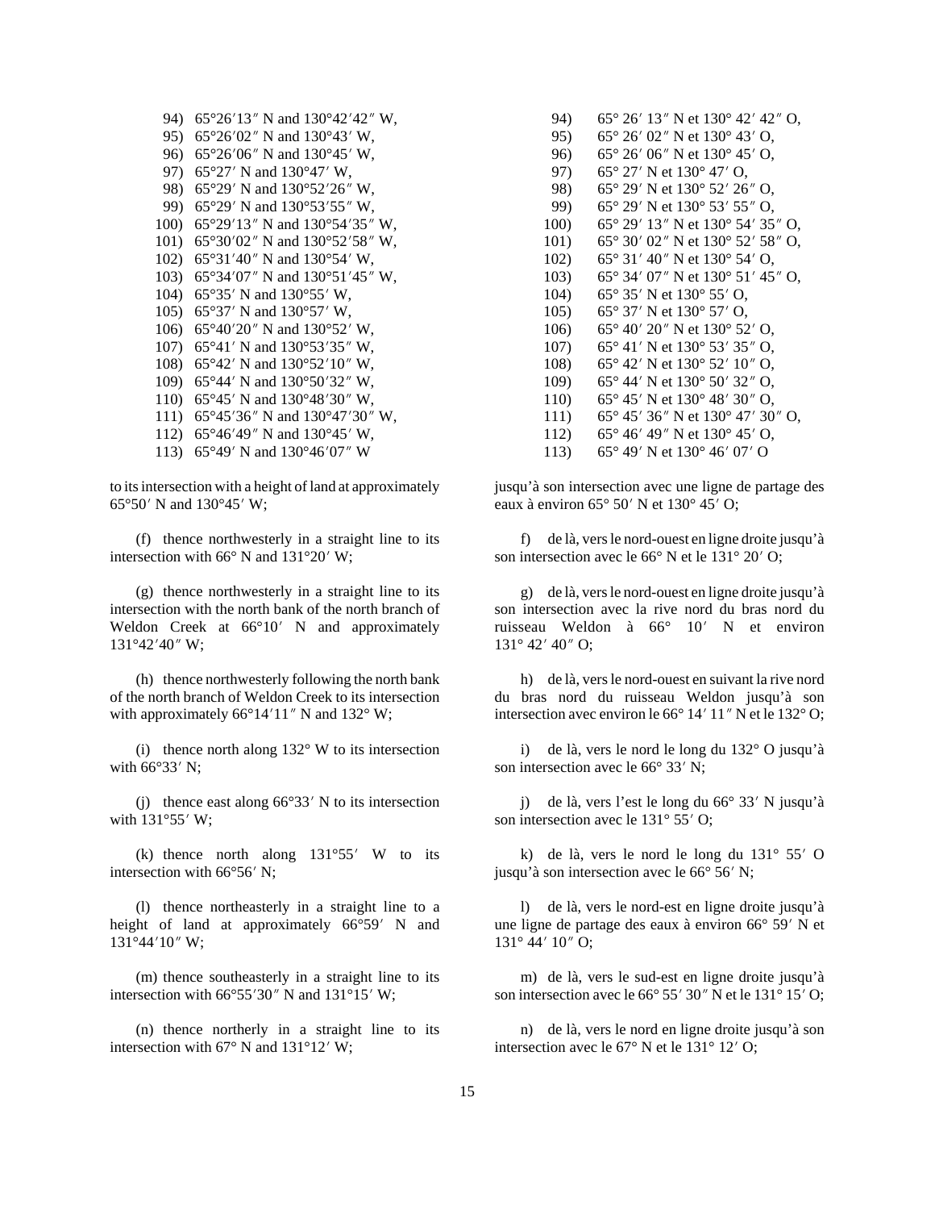94) 65°26′13″ N and 130°42′42″ W,
95) 65°26′02″ N and 130°43′ W,
96) 65°26′06″ N and 130°45′ W,
97) 65°27′ N and 130°47′ W,
98) 65°29′ N and 130°52′26″ W,
99) 65°29′ N and 130°53′55″ W,
100) 65°29′13″ N and 130°54′35″ W,
101) 65°30′02″ N and 130°52′58″ W,
102) 65°31′40″ N and 130°54′ W,
103) 65°34′07″ N and 130°51′45″ W,
104) 65°35′ N and 130°55′ W,
105) 65°37′ N and 130°57′ W,
106) 65°40′20″ N and 130°52′ W,
107) 65°41′ N and 130°53′35″ W,
108) 65°42′ N and 130°52′10″ W,
109) 65°44′ N and 130°50′32″ W,
110) 65°45′ N and 130°48′30″ W,
111) 65°45′36″ N and 130°47′30″ W,
112) 65°46′49″ N and 130°45′ W,
113) 65°49′ N and 130°46′07″ W

to its intersection with a height of land at approximately 65°50′ N and 130°45′ W;

(f) thence northwesterly in a straight line to its intersection with 66° N and 131°20′ W;

(g) thence northwesterly in a straight line to its intersection with the north bank of the north branch of Weldon Creek at 66°10′ N and approximately 131°42′40″ W;

(h) thence northwesterly following the north bank of the north branch of Weldon Creek to its intersection with approximately 66°14′11″ N and 132° W;

(i) thence north along 132° W to its intersection with 66°33′ N;

(j) thence east along 66°33′ N to its intersection with 131°55′ W;

(k) thence north along 131°55′ W to its intersection with 66°56′ N;

(l) thence northeasterly in a straight line to a height of land at approximately 66°59′ N and 131°44′10″ W;

(m) thence southeasterly in a straight line to its intersection with 66°55′30″ N and 131°15′ W;

(n) thence northerly in a straight line to its intersection with 67° N and 131°12′ W;

94) 65° 26′ 13″ N et 130° 42′ 42″ O,
95) 65° 26′ 02″ N et 130° 43′ O,
96) 65° 26′ 06″ N et 130° 45′ O,
97) 65° 27′ N et 130° 47′ O,
98) 65° 29′ N et 130° 52′ 26″ O,
99) 65° 29′ N et 130° 53′ 55″ O,
100) 65° 29′ 13″ N et 130° 54′ 35″ O,
101) 65° 30′ 02″ N et 130° 52′ 58″ O,
102) 65° 31′ 40″ N et 130° 54′ O,
103) 65° 34′ 07″ N et 130° 51′ 45″ O,
104) 65° 35′ N et 130° 55′ O,
105) 65° 37′ N et 130° 57′ O,
106) 65° 40′ 20″ N et 130° 52′ O,
107) 65° 41′ N et 130° 53′ 35″ O,
108) 65° 42′ N et 130° 52′ 10″ O,
109) 65° 44′ N et 130° 50′ 32″ O,
110) 65° 45′ N et 130° 48′ 30″ O,
111) 65° 45′ 36″ N et 130° 47′ 30″ O,
112) 65° 46′ 49″ N et 130° 45′ O,
113) 65° 49′ N et 130° 46′ 07′ O

jusqu'à son intersection avec une ligne de partage des eaux à environ 65° 50′ N et 130° 45′ O;

f) de là, vers le nord-ouest en ligne droite jusqu'à son intersection avec le 66° N et le 131° 20′ O;

g) de là, vers le nord-ouest en ligne droite jusqu'à son intersection avec la rive nord du bras nord du ruisseau Weldon à 66° 10′ N et environ 131° 42′ 40″ O;

h) de là, vers le nord-ouest en suivant la rive nord du bras nord du ruisseau Weldon jusqu'à son intersection avec environ le 66° 14′ 11″ N et le 132° O;

i) de là, vers le nord le long du 132° O jusqu'à son intersection avec le 66° 33′ N;

j) de là, vers l'est le long du 66° 33′ N jusqu'à son intersection avec le 131° 55′ O;

k) de là, vers le nord le long du 131° 55′ O jusqu'à son intersection avec le 66° 56′ N;

l) de là, vers le nord-est en ligne droite jusqu'à une ligne de partage des eaux à environ 66° 59′ N et 131° 44′ 10″ O;

m) de là, vers le sud-est en ligne droite jusqu'à son intersection avec le 66° 55′ 30″ N et le 131° 15′ O;

n) de là, vers le nord en ligne droite jusqu'à son intersection avec le 67° N et le 131° 12′ O;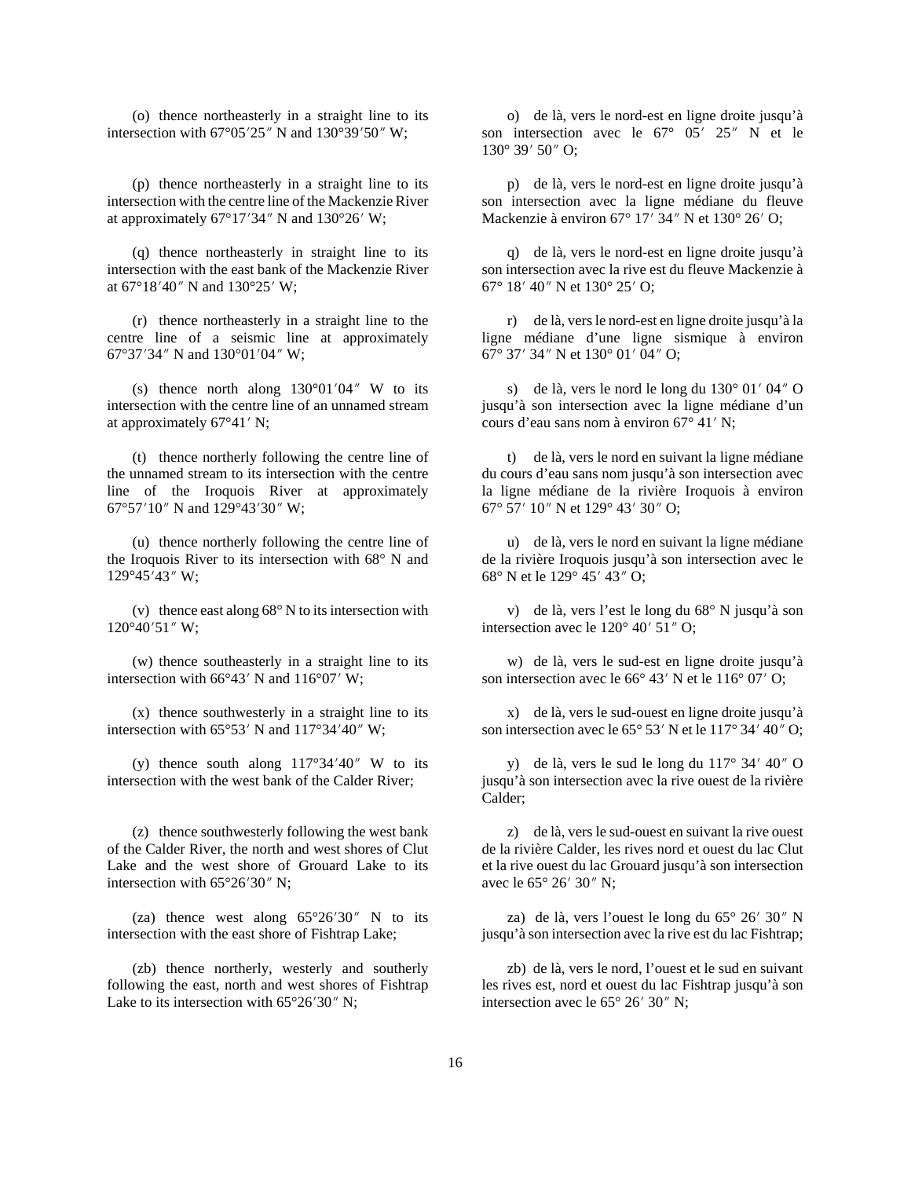(o) thence northeasterly in a straight line to its intersection with 67°05′25″ N and 130°39′50″ W;

(p) thence northeasterly in a straight line to its intersection with the centre line of the Mackenzie River at approximately 67°17′34″ N and 130°26′ W;

(q) thence northeasterly in straight line to its intersection with the east bank of the Mackenzie River at 67°18′40″ N and 130°25′ W;

(r) thence northeasterly in a straight line to the centre line of a seismic line at approximately 67°37′34″ N and 130°01′04″ W;

(s) thence north along 130°01′04″ W to its intersection with the centre line of an unnamed stream at approximately 67°41′ N;

(t) thence northerly following the centre line of the unnamed stream to its intersection with the centre line of the Iroquois River at approximately 67°57′10″ N and 129°43′30″ W;

(u) thence northerly following the centre line of the Iroquois River to its intersection with 68° N and 129°45′43″ W;

(v) thence east along 68° N to its intersection with 120°40′51″ W;

(w) thence southeasterly in a straight line to its intersection with 66°43′ N and 116°07′ W;

(x) thence southwesterly in a straight line to its intersection with 65°53′ N and 117°34′40″ W;

(y) thence south along 117°34′40″ W to its intersection with the west bank of the Calder River;

(z) thence southwesterly following the west bank of the Calder River, the north and west shores of Clut Lake and the west shore of Grouard Lake to its intersection with 65°26′30″ N;

(za) thence west along 65°26′30″ N to its intersection with the east shore of Fishtrap Lake;

(zb) thence northerly, westerly and southerly following the east, north and west shores of Fishtrap Lake to its intersection with 65°26′30″ N;

o) de là, vers le nord-est en ligne droite jusqu'à son intersection avec le 67° 05′ 25″ N et le 130° 39′ 50″ O;

p) de là, vers le nord-est en ligne droite jusqu'à son intersection avec la ligne médiane du fleuve Mackenzie à environ 67° 17′ 34″ N et 130° 26′ O;

q) de là, vers le nord-est en ligne droite jusqu'à son intersection avec la rive est du fleuve Mackenzie à 67° 18′ 40″ N et 130° 25′ O;

r) de là, vers le nord-est en ligne droite jusqu'à la ligne médiane d'une ligne sismique à environ 67° 37′ 34″ N et 130° 01′ 04″ O;

s) de là, vers le nord le long du 130° 01′ 04″ O jusqu'à son intersection avec la ligne médiane d'un cours d'eau sans nom à environ 67° 41′ N;

t) de là, vers le nord en suivant la ligne médiane du cours d'eau sans nom jusqu'à son intersection avec la ligne médiane de la rivière Iroquois à environ 67° 57′ 10″ N et 129° 43′ 30″ O;

u) de là, vers le nord en suivant la ligne médiane de la rivière Iroquois jusqu'à son intersection avec le 68° N et le 129° 45′ 43″ O;

v) de là, vers l'est le long du 68° N jusqu'à son intersection avec le 120° 40′ 51″ O;

w) de là, vers le sud-est en ligne droite jusqu'à son intersection avec le 66° 43′ N et le 116° 07′ O;

x) de là, vers le sud-ouest en ligne droite jusqu'à son intersection avec le 65° 53′ N et le 117° 34′ 40″ O;

y) de là, vers le sud le long du 117° 34′ 40″ O jusqu'à son intersection avec la rive ouest de la rivière Calder;

z) de là, vers le sud-ouest en suivant la rive ouest de la rivière Calder, les rives nord et ouest du lac Clut et la rive ouest du lac Grouard jusqu'à son intersection avec le 65° 26′ 30″ N;

za) de là, vers l'ouest le long du 65° 26′ 30″ N jusqu'à son intersection avec la rive est du lac Fishtrap;

zb) de là, vers le nord, l'ouest et le sud en suivant les rives est, nord et ouest du lac Fishtrap jusqu'à son intersection avec le 65° 26′ 30″ N;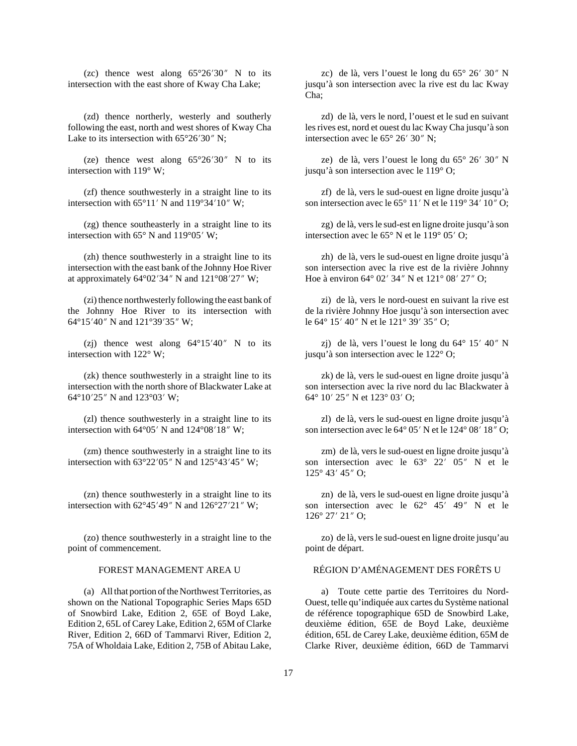(zc) thence west along 65°26′30″ N to its intersection with the east shore of Kway Cha Lake;

(zd) thence northerly, westerly and southerly following the east, north and west shores of Kway Cha Lake to its intersection with 65°26′30″ N;

(ze) thence west along 65°26′30″ N to its intersection with 119° W;

(zf) thence southwesterly in a straight line to its intersection with 65°11′ N and 119°34′10″ W;

(zg) thence southeasterly in a straight line to its intersection with 65° N and 119°05′ W;

(zh) thence southwesterly in a straight line to its intersection with the east bank of the Johnny Hoe River at approximately 64°02′34″ N and 121°08′27″ W;

(zi) thence northwesterly following the east bank of the Johnny Hoe River to its intersection with 64°15′40″ N and 121°39′35″ W;

(zj) thence west along 64°15′40″ N to its intersection with 122° W;

(zk) thence southwesterly in a straight line to its intersection with the north shore of Blackwater Lake at 64°10′25″ N and 123°03′ W;

(zl) thence southwesterly in a straight line to its intersection with 64°05′ N and 124°08′18″ W;

(zm) thence southwesterly in a straight line to its intersection with 63°22′05″ N and 125°43′45″ W;

(zn) thence southwesterly in a straight line to its intersection with 62°45′49″ N and 126°27′21″ W;

(zo) thence southwesterly in a straight line to the point of commencement.

FOREST MANAGEMENT AREA U

(a) All that portion of the Northwest Territories, as shown on the National Topographic Series Maps 65D of Snowbird Lake, Edition 2, 65E of Boyd Lake, Edition 2, 65L of Carey Lake, Edition 2, 65M of Clarke River, Edition 2, 66D of Tammarvi River, Edition 2, 75A of Wholdaia Lake, Edition 2, 75B of Abitau Lake,

zc) de là, vers l’ouest le long du 65° 26′ 30″ N jusqu’à son intersection avec la rive est du lac Kway Cha;

zd) de là, vers le nord, l’ouest et le sud en suivant les rives est, nord et ouest du lac Kway Cha jusqu’à son intersection avec le 65° 26′ 30″ N;

ze) de là, vers l’ouest le long du 65° 26′ 30″ N jusqu’à son intersection avec le 119° O;

zf) de là, vers le sud-ouest en ligne droite jusqu’à son intersection avec le 65° 11′ N et le 119° 34′ 10″ O;

zg) de là, vers le sud-est en ligne droite jusqu’à son intersection avec le 65° N et le 119° 05′ O;

zh) de là, vers le sud-ouest en ligne droite jusqu’à son intersection avec la rive est de la rivière Johnny Hoe à environ 64° 02′ 34″ N et 121° 08′ 27″ O;

zi) de là, vers le nord-ouest en suivant la rive est de la rivière Johnny Hoe jusqu’à son intersection avec le 64° 15′ 40″ N et le 121° 39′ 35″ O;

zj) de là, vers l’ouest le long du 64° 15′ 40″ N jusqu’à son intersection avec le 122° O;

zk) de là, vers le sud-ouest en ligne droite jusqu’à son intersection avec la rive nord du lac Blackwater à 64° 10′ 25″ N et 123° 03′ O;

zl) de là, vers le sud-ouest en ligne droite jusqu’à son intersection avec le 64° 05′ N et le 124° 08′ 18″ O;

zm) de là, vers le sud-ouest en ligne droite jusqu’à son intersection avec le 63° 22′ 05″ N et le 125° 43′ 45″ O;

zn) de là, vers le sud-ouest en ligne droite jusqu’à son intersection avec le 62° 45′ 49″ N et le 126° 27′ 21″ O;

zo) de là, vers le sud-ouest en ligne droite jusqu’au point de départ.

RÉGION D’AMÉNAGEMENT DES FORÊTS U

a) Toute cette partie des Territoires du Nord-Ouest, telle qu’indiquée aux cartes du Système national de référence topographique 65D de Snowbird Lake, deuxième édition, 65E de Boyd Lake, deuxième édition, 65L de Carey Lake, deuxième édition, 65M de Clarke River, deuxième édition, 66D de Tammarvi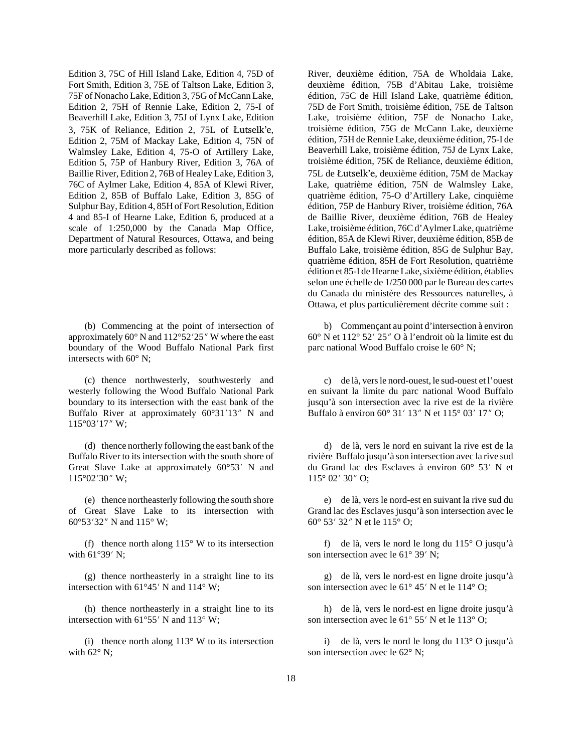Edition 3, 75C of Hill Island Lake, Edition 4, 75D of Fort Smith, Edition 3, 75E of Taltson Lake, Edition 3, 75F of Nonacho Lake, Edition 3, 75G of McCann Lake, Edition 2, 75H of Rennie Lake, Edition 2, 75-I of Beaverhill Lake, Edition 3, 75J of Lynx Lake, Edition 3, 75K of Reliance, Edition 2, 75L of Łutselk'e, Edition 2, 75M of Mackay Lake, Edition 4, 75N of Walmsley Lake, Edition 4, 75-O of Artillery Lake, Edition 5, 75P of Hanbury River, Edition 3, 76A of Baillie River, Edition 2, 76B of Healey Lake, Edition 3, 76C of Aylmer Lake, Edition 4, 85A of Klewi River, Edition 2, 85B of Buffalo Lake, Edition 3, 85G of Sulphur Bay, Edition 4, 85H of Fort Resolution, Edition 4 and 85-I of Hearne Lake, Edition 6, produced at a scale of 1:250,000 by the Canada Map Office, Department of Natural Resources, Ottawa, and being more particularly described as follows:

(b) Commencing at the point of intersection of approximately 60° N and 112°52′25″ W where the east boundary of the Wood Buffalo National Park first intersects with 60° N;

(c) thence northwesterly, southwesterly and westerly following the Wood Buffalo National Park boundary to its intersection with the east bank of the Buffalo River at approximately 60°31′13″ N and 115°03′17″ W;

(d) thence northerly following the east bank of the Buffalo River to its intersection with the south shore of Great Slave Lake at approximately 60°53′ N and 115°02′30″ W;

(e) thence northeasterly following the south shore of Great Slave Lake to its intersection with 60°53′32″ N and 115° W;

(f) thence north along 115° W to its intersection with 61°39′ N;

(g) thence northeasterly in a straight line to its intersection with 61°45′ N and 114° W;

(h) thence northeasterly in a straight line to its intersection with 61°55′ N and 113° W;

(i) thence north along 113° W to its intersection with 62° N;

River, deuxième édition, 75A de Wholdaia Lake, deuxième édition, 75B d'Abitau Lake, troisième édition, 75C de Hill Island Lake, quatrième édition, 75D de Fort Smith, troisième édition, 75E de Taltson Lake, troisième édition, 75F de Nonacho Lake, troisième édition, 75G de McCann Lake, deuxième édition, 75H de Rennie Lake, deuxième édition, 75-I de Beaverhill Lake, troisième édition, 75J de Lynx Lake, troisième édition, 75K de Reliance, deuxième édition, 75L de Łutselk'e, deuxième édition, 75M de Mackay Lake, quatrième édition, 75N de Walmsley Lake, quatrième édition, 75-O d'Artillery Lake, cinquième édition, 75P de Hanbury River, troisième édition, 76A de Baillie River, deuxième édition, 76B de Healey Lake, troisième édition, 76C d'Aylmer Lake, quatrième édition, 85A de Klewi River, deuxième édition, 85B de Buffalo Lake, troisième édition, 85G de Sulphur Bay, quatrième édition, 85H de Fort Resolution, quatrième édition et 85-I de Hearne Lake, sixième édition, établies selon une échelle de 1/250 000 par le Bureau des cartes du Canada du ministère des Ressources naturelles, à Ottawa, et plus particulièrement décrite comme suit :

b) Commençant au point d'intersection à environ 60° N et 112° 52′ 25″ O à l'endroit où la limite est du parc national Wood Buffalo croise le 60° N;

c) de là, vers le nord-ouest, le sud-ouest et l'ouest en suivant la limite du parc national Wood Buffalo jusqu'à son intersection avec la rive est de la rivière Buffalo à environ 60° 31′ 13″ N et 115° 03′ 17″ O;

d) de là, vers le nord en suivant la rive est de la rivière Buffalo jusqu'à son intersection avec la rive sud du Grand lac des Esclaves à environ 60° 53′ N et 115° 02′ 30″ O;

e) de là, vers le nord-est en suivant la rive sud du Grand lac des Esclaves jusqu'à son intersection avec le 60° 53′ 32″ N et le 115° O;

f) de là, vers le nord le long du 115° O jusqu'à son intersection avec le 61° 39′ N;

g) de là, vers le nord-est en ligne droite jusqu'à son intersection avec le 61° 45′ N et le 114° O;

h) de là, vers le nord-est en ligne droite jusqu'à son intersection avec le 61° 55′ N et le 113° O;

i) de là, vers le nord le long du 113° O jusqu'à son intersection avec le 62° N;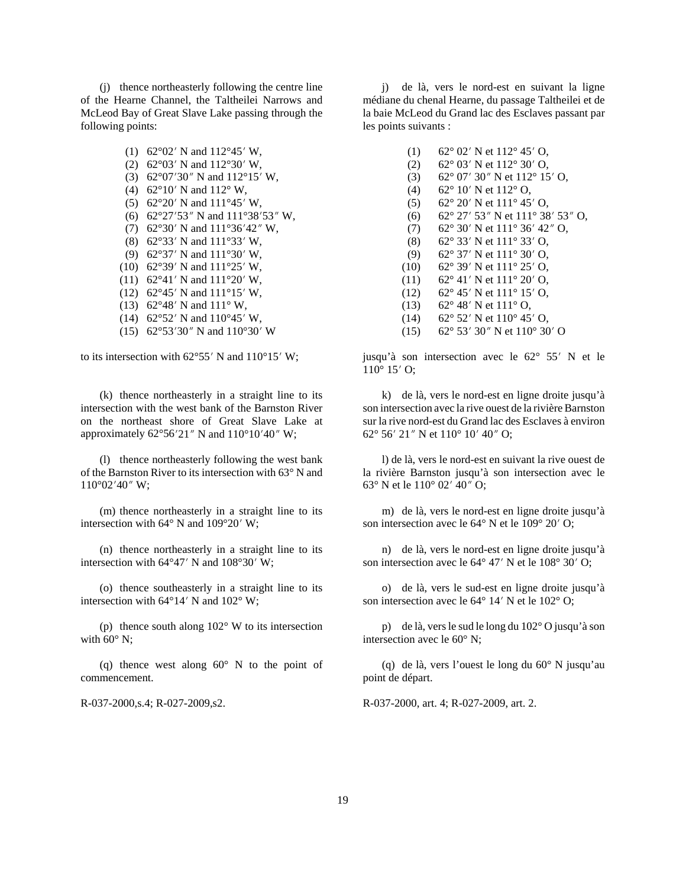(j) thence northeasterly following the centre line of the Hearne Channel, the Taltheilei Narrows and McLeod Bay of Great Slave Lake passing through the following points:

(1) 62°02′ N and 112°45′ W,
(2) 62°03′ N and 112°30′ W,
(3) 62°07′30″ N and 112°15′ W,
(4) 62°10′ N and 112° W,
(5) 62°20′ N and 111°45′ W,
(6) 62°27′53″ N and 111°38′53″ W,
(7) 62°30′ N and 111°36′42″ W,
(8) 62°33′ N and 111°33′ W,
(9) 62°37′ N and 111°30′ W,
(10) 62°39′ N and 111°25′ W,
(11) 62°41′ N and 111°20′ W,
(12) 62°45′ N and 111°15′ W,
(13) 62°48′ N and 111° W,
(14) 62°52′ N and 110°45′ W,
(15) 62°53′30″ N and 110°30′ W

to its intersection with 62°55′ N and 110°15′ W;

(k) thence northeasterly in a straight line to its intersection with the west bank of the Barnston River on the northeast shore of Great Slave Lake at approximately 62°56′21″ N and 110°10′40″ W;

(l) thence northeasterly following the west bank of the Barnston River to its intersection with 63° N and 110°02′40″ W;

(m) thence northeasterly in a straight line to its intersection with 64° N and 109°20′ W;

(n) thence northeasterly in a straight line to its intersection with 64°47′ N and 108°30′ W;

(o) thence southeasterly in a straight line to its intersection with 64°14′ N and 102° W;

(p) thence south along 102° W to its intersection with 60° N;

(q) thence west along 60° N to the point of commencement.

R-037-2000,s.4; R-027-2009,s2.

j) de là, vers le nord-est en suivant la ligne médiane du chenal Hearne, du passage Taltheilei et de la baie McLeod du Grand lac des Esclaves passant par les points suivants :

(1) 62° 02′ N et 112° 45′ O,
(2) 62° 03′ N et 112° 30′ O,
(3) 62° 07′ 30″ N et 112° 15′ O,
(4) 62° 10′ N et 112° O,
(5) 62° 20′ N et 111° 45′ O,
(6) 62° 27′ 53″ N et 111° 38′ 53″ O,
(7) 62° 30′ N et 111° 36′ 42″ O,
(8) 62° 33′ N et 111° 33′ O,
(9) 62° 37′ N et 111° 30′ O,
(10) 62° 39′ N et 111° 25′ O,
(11) 62° 41′ N et 111° 20′ O,
(12) 62° 45′ N et 111° 15′ O,
(13) 62° 48′ N et 111° O,
(14) 62° 52′ N et 110° 45′ O,
(15) 62° 53′ 30″ N et 110° 30′ O

jusqu'à son intersection avec le 62° 55′ N et le 110° 15′ O;

k) de là, vers le nord-est en ligne droite jusqu'à son intersection avec la rive ouest de la rivière Barnston sur la rive nord-est du Grand lac des Esclaves à environ 62° 56′ 21″ N et 110° 10′ 40″ O;

l) de là, vers le nord-est en suivant la rive ouest de la rivière Barnston jusqu'à son intersection avec le 63° N et le 110° 02′ 40″ O;

m) de là, vers le nord-est en ligne droite jusqu'à son intersection avec le 64° N et le 109° 20′ O;

n) de là, vers le nord-est en ligne droite jusqu'à son intersection avec le 64° 47′ N et le 108° 30′ O;

o) de là, vers le sud-est en ligne droite jusqu'à son intersection avec le 64° 14′ N et le 102° O;

p) de là, vers le sud le long du 102° O jusqu'à son intersection avec le 60° N;

(q) de là, vers l'ouest le long du 60° N jusqu'au point de départ.

R-037-2000, art. 4; R-027-2009, art. 2.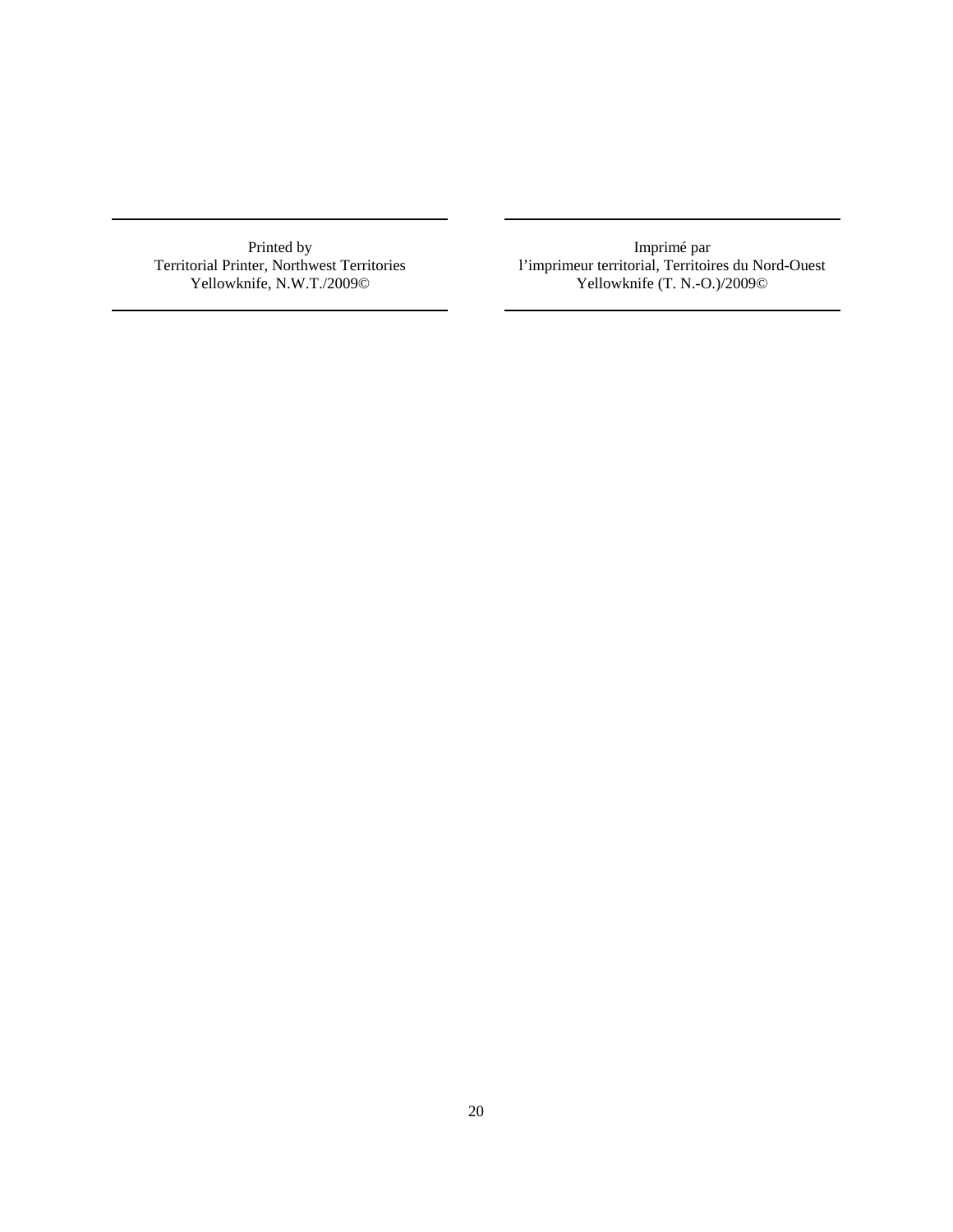Printed by
Territorial Printer, Northwest Territories
Yellowknife, N.W.T./2009©

Imprimé par
l'imprimeur territorial, Territoires du Nord-Ouest
Yellowknife (T. N.-O.)/2009©